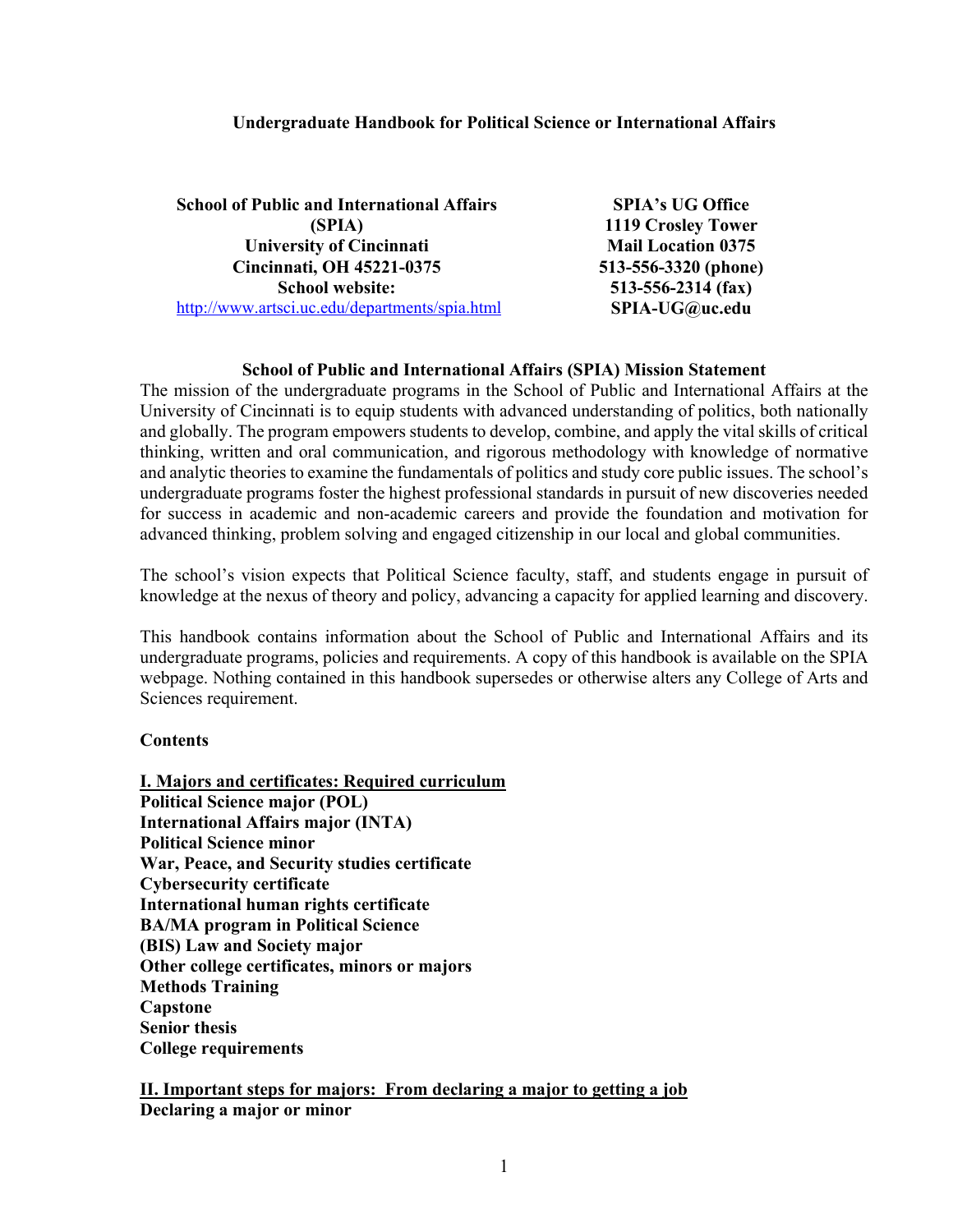# Undergraduate Handbook for Political Science or International Affairs

**School of Public and International Affairs (SPIA)**
**University of Cincinnati**
**Cincinnati, OH 45221-0375**
**School website:**
http://www.artsci.uc.edu/departments/spia.html

**SPIA's UG Office**
**1119 Crosley Tower**
**Mail Location 0375**
**513-556-3320 (phone)**
**513-556-2314 (fax)**
**SPIA-UG@uc.edu**

## School of Public and International Affairs (SPIA) Mission Statement

The mission of the undergraduate programs in the School of Public and International Affairs at the University of Cincinnati is to equip students with advanced understanding of politics, both nationally and globally. The program empowers students to develop, combine, and apply the vital skills of critical thinking, written and oral communication, and rigorous methodology with knowledge of normative and analytic theories to examine the fundamentals of politics and study core public issues. The school's undergraduate programs foster the highest professional standards in pursuit of new discoveries needed for success in academic and non-academic careers and provide the foundation and motivation for advanced thinking, problem solving and engaged citizenship in our local and global communities.

The school's vision expects that Political Science faculty, staff, and students engage in pursuit of knowledge at the nexus of theory and policy, advancing a capacity for applied learning and discovery.

This handbook contains information about the School of Public and International Affairs and its undergraduate programs, policies and requirements. A copy of this handbook is available on the SPIA webpage. Nothing contained in this handbook supersedes or otherwise alters any College of Arts and Sciences requirement.

**Contents**

**I. Majors and certificates: Required curriculum**
**Political Science major (POL)**
**International Affairs major (INTA)**
**Political Science minor**
**War, Peace, and Security studies certificate**
**Cybersecurity certificate**
**International human rights certificate**
**BA/MA program in Political Science**
**(BIS) Law and Society major**
**Other college certificates, minors or majors**
**Methods Training**
**Capstone**
**Senior thesis**
**College requirements**

**II. Important steps for majors: From declaring a major to getting a job**
**Declaring a major or minor**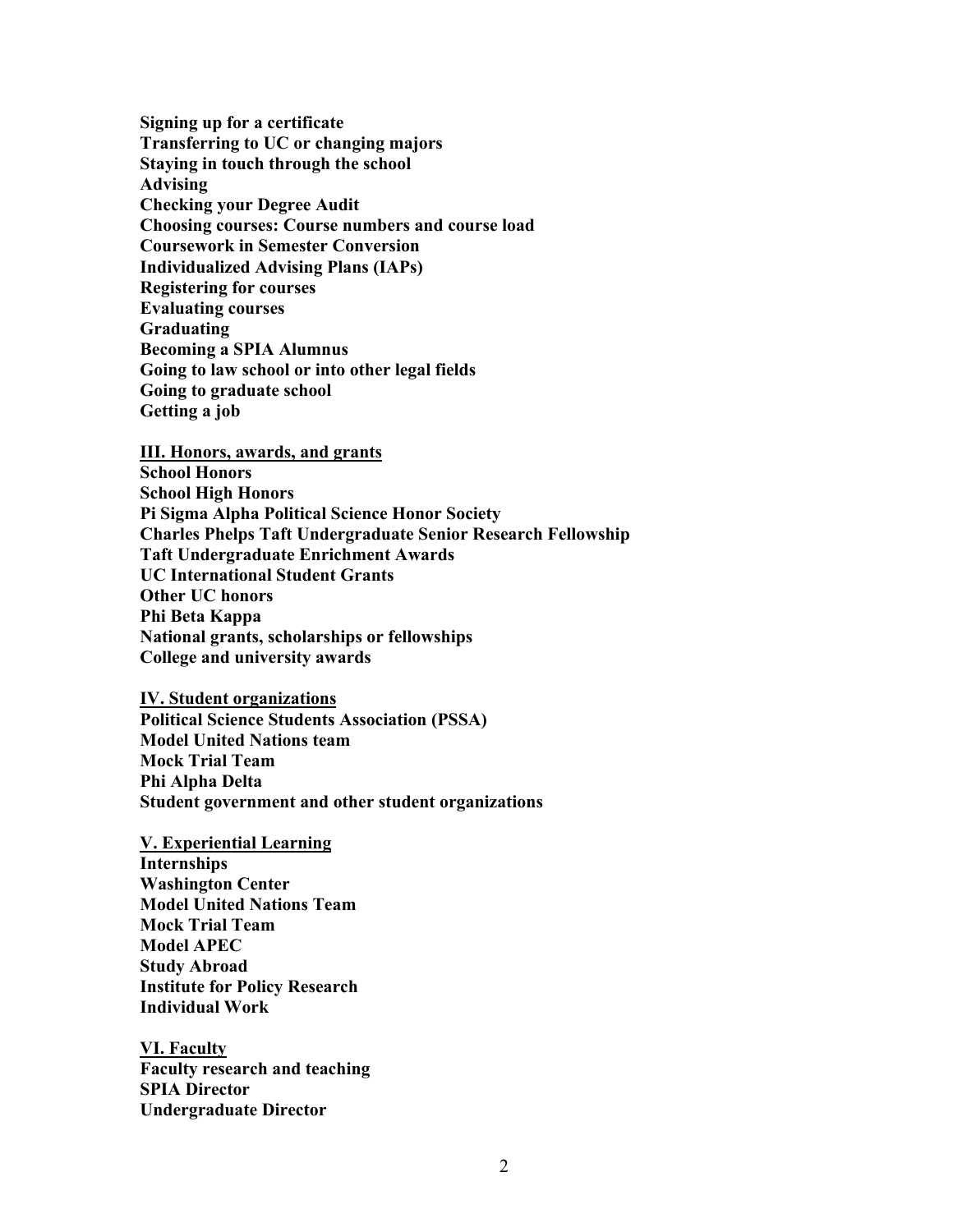**Signing up for a certificate**
**Transferring to UC or changing majors**
**Staying in touch through the school**
**Advising**
**Checking your Degree Audit**
**Choosing courses: Course numbers and course load**
**Coursework in Semester Conversion**
**Individualized Advising Plans (IAPs)**
**Registering for courses**
**Evaluating courses**
**Graduating**
**Becoming a SPIA Alumnus**
**Going to law school or into other legal fields**
**Going to graduate school**
**Getting a job**

**<u>III. Honors, awards, and grants</u>**
**School Honors**
**School High Honors**
**Pi Sigma Alpha Political Science Honor Society**
**Charles Phelps Taft Undergraduate Senior Research Fellowship**
**Taft Undergraduate Enrichment Awards**
**UC International Student Grants**
**Other UC honors**
**Phi Beta Kappa**
**National grants, scholarships or fellowships**
**College and university awards**

**<u>IV. Student organizations</u>**
**Political Science Students Association (PSSA)**
**Model United Nations team**
**Mock Trial Team**
**Phi Alpha Delta**
**Student government and other student organizations**

**<u>V. Experiential Learning</u>**
**Internships**
**Washington Center**
**Model United Nations Team**
**Mock Trial Team**
**Model APEC**
**Study Abroad**
**Institute for Policy Research**
**Individual Work**

**<u>VI. Faculty</u>**
**Faculty research and teaching**
**SPIA Director**
**Undergraduate Director**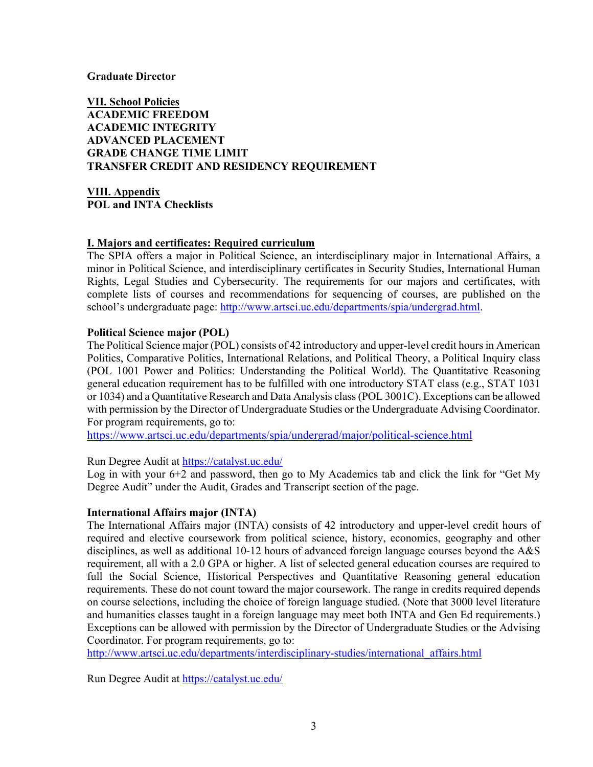**Graduate Director**

**VII. School Policies**
**ACADEMIC FREEDOM**
**ACADEMIC INTEGRITY**
**ADVANCED PLACEMENT**
**GRADE CHANGE TIME LIMIT**
**TRANSFER CREDIT AND RESIDENCY REQUIREMENT**

**VIII. Appendix**
**POL and INTA Checklists**

## I. Majors and certificates: Required curriculum

The SPIA offers a major in Political Science, an interdisciplinary major in International Affairs, a minor in Political Science, and interdisciplinary certificates in Security Studies, International Human Rights, Legal Studies and Cybersecurity. The requirements for our majors and certificates, with complete lists of courses and recommendations for sequencing of courses, are published on the school's undergraduate page: http://www.artsci.uc.edu/departments/spia/undergrad.html.

### Political Science major (POL)

The Political Science major (POL) consists of 42 introductory and upper-level credit hours in American Politics, Comparative Politics, International Relations, and Political Theory, a Political Inquiry class (POL 1001 Power and Politics: Understanding the Political World). The Quantitative Reasoning general education requirement has to be fulfilled with one introductory STAT class (e.g., STAT 1031 or 1034) and a Quantitative Research and Data Analysis class (POL 3001C). Exceptions can be allowed with permission by the Director of Undergraduate Studies or the Undergraduate Advising Coordinator. For program requirements, go to:
https://www.artsci.uc.edu/departments/spia/undergrad/major/political-science.html

Run Degree Audit at https://catalyst.uc.edu/
Log in with your 6+2 and password, then go to My Academics tab and click the link for "Get My Degree Audit" under the Audit, Grades and Transcript section of the page.

### International Affairs major (INTA)

The International Affairs major (INTA) consists of 42 introductory and upper-level credit hours of required and elective coursework from political science, history, economics, geography and other disciplines, as well as additional 10-12 hours of advanced foreign language courses beyond the A&S requirement, all with a 2.0 GPA or higher. A list of selected general education courses are required to full the Social Science, Historical Perspectives and Quantitative Reasoning general education requirements. These do not count toward the major coursework. The range in credits required depends on course selections, including the choice of foreign language studied. (Note that 3000 level literature and humanities classes taught in a foreign language may meet both INTA and Gen Ed requirements.) Exceptions can be allowed with permission by the Director of Undergraduate Studies or the Advising Coordinator. For program requirements, go to:
http://www.artsci.uc.edu/departments/interdisciplinary-studies/international_affairs.html

Run Degree Audit at https://catalyst.uc.edu/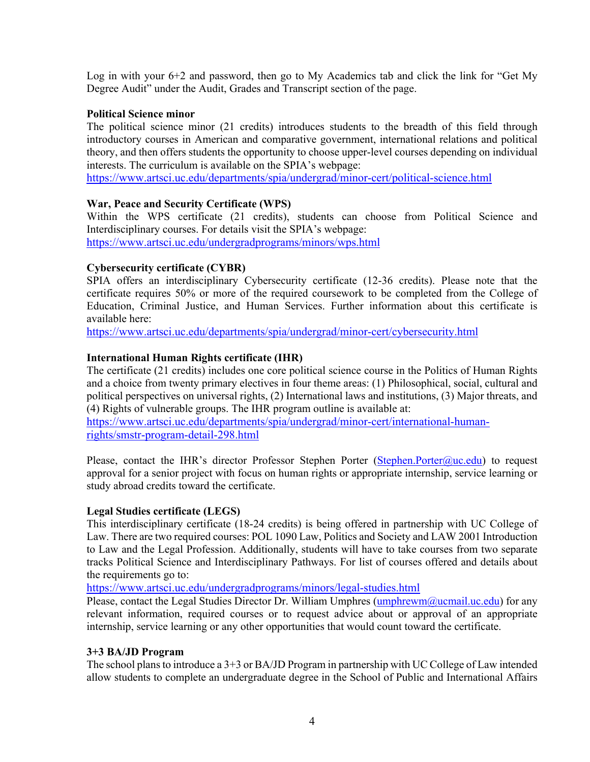Log in with your 6+2 and password, then go to My Academics tab and click the link for "Get My Degree Audit" under the Audit, Grades and Transcript section of the page.

**Political Science minor**

The political science minor (21 credits) introduces students to the breadth of this field through introductory courses in American and comparative government, international relations and political theory, and then offers students the opportunity to choose upper-level courses depending on individual interests. The curriculum is available on the SPIA's webpage:
https://www.artsci.uc.edu/departments/spia/undergrad/minor-cert/political-science.html

**War, Peace and Security Certificate (WPS)**

Within the WPS certificate (21 credits), students can choose from Political Science and Interdisciplinary courses. For details visit the SPIA's webpage:
https://www.artsci.uc.edu/undergradprograms/minors/wps.html

**Cybersecurity certificate (CYBR)**

SPIA offers an interdisciplinary Cybersecurity certificate (12-36 credits). Please note that the certificate requires 50% or more of the required coursework to be completed from the College of Education, Criminal Justice, and Human Services. Further information about this certificate is available here:
https://www.artsci.uc.edu/departments/spia/undergrad/minor-cert/cybersecurity.html

**International Human Rights certificate (IHR)**

The certificate (21 credits) includes one core political science course in the Politics of Human Rights and a choice from twenty primary electives in four theme areas: (1) Philosophical, social, cultural and political perspectives on universal rights, (2) International laws and institutions, (3) Major threats, and (4) Rights of vulnerable groups. The IHR program outline is available at:
https://www.artsci.uc.edu/departments/spia/undergrad/minor-cert/international-human-rights/smstr-program-detail-298.html

Please, contact the IHR's director Professor Stephen Porter (Stephen.Porter@uc.edu) to request approval for a senior project with focus on human rights or appropriate internship, service learning or study abroad credits toward the certificate.

**Legal Studies certificate (LEGS)**

This interdisciplinary certificate (18-24 credits) is being offered in partnership with UC College of Law. There are two required courses: POL 1090 Law, Politics and Society and LAW 2001 Introduction to Law and the Legal Profession. Additionally, students will have to take courses from two separate tracks Political Science and Interdisciplinary Pathways. For list of courses offered and details about the requirements go to:
https://www.artsci.uc.edu/undergradprograms/minors/legal-studies.html
Please, contact the Legal Studies Director Dr. William Umphres (umphrewm@ucmail.uc.edu) for any relevant information, required courses or to request advice about or approval of an appropriate internship, service learning or any other opportunities that would count toward the certificate.

**3+3 BA/JD Program**

The school plans to introduce a 3+3 or BA/JD Program in partnership with UC College of Law intended allow students to complete an undergraduate degree in the School of Public and International Affairs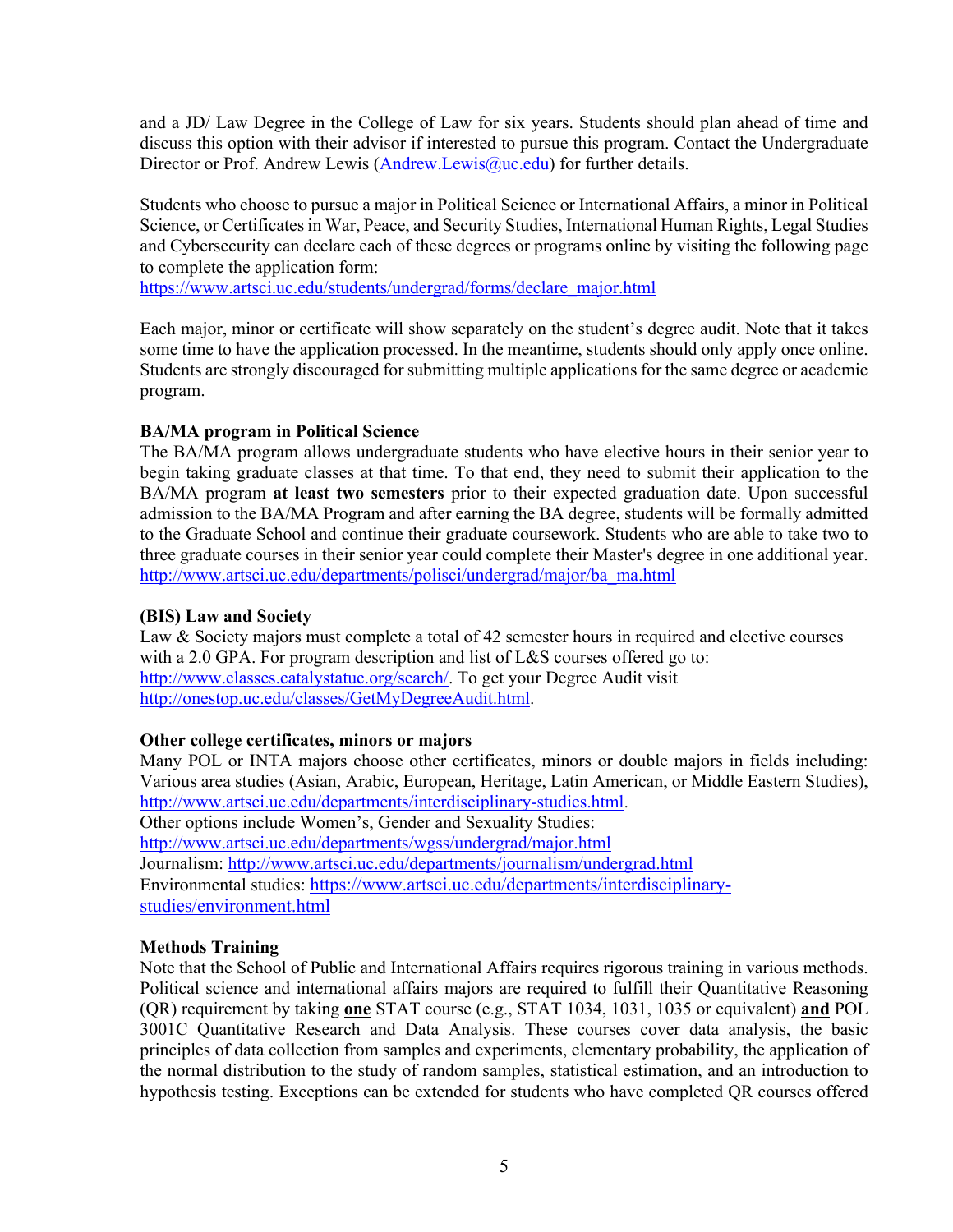and a JD/ Law Degree in the College of Law for six years. Students should plan ahead of time and discuss this option with their advisor if interested to pursue this program. Contact the Undergraduate Director or Prof. Andrew Lewis (Andrew.Lewis@uc.edu) for further details.

Students who choose to pursue a major in Political Science or International Affairs, a minor in Political Science, or Certificates in War, Peace, and Security Studies, International Human Rights, Legal Studies and Cybersecurity can declare each of these degrees or programs online by visiting the following page to complete the application form:
https://www.artsci.uc.edu/students/undergrad/forms/declare_major.html

Each major, minor or certificate will show separately on the student's degree audit. Note that it takes some time to have the application processed. In the meantime, students should only apply once online. Students are strongly discouraged for submitting multiple applications for the same degree or academic program.

**BA/MA program in Political Science**

The BA/MA program allows undergraduate students who have elective hours in their senior year to begin taking graduate classes at that time. To that end, they need to submit their application to the BA/MA program **at least two semesters** prior to their expected graduation date. Upon successful admission to the BA/MA Program and after earning the BA degree, students will be formally admitted to the Graduate School and continue their graduate coursework. Students who are able to take two to three graduate courses in their senior year could complete their Master's degree in one additional year.
http://www.artsci.uc.edu/departments/polisci/undergrad/major/ba_ma.html

**(BIS) Law and Society**

Law & Society majors must complete a total of 42 semester hours in required and elective courses with a 2.0 GPA. For program description and list of L&S courses offered go to: http://www.classes.catalystatuc.org/search/. To get your Degree Audit visit http://onestop.uc.edu/classes/GetMyDegreeAudit.html.

**Other college certificates, minors or majors**

Many POL or INTA majors choose other certificates, minors or double majors in fields including: Various area studies (Asian, Arabic, European, Heritage, Latin American, or Middle Eastern Studies), http://www.artsci.uc.edu/departments/interdisciplinary-studies.html.
Other options include Women's, Gender and Sexuality Studies:
http://www.artsci.uc.edu/departments/wgss/undergrad/major.html
Journalism: http://www.artsci.uc.edu/departments/journalism/undergrad.html
Environmental studies: https://www.artsci.uc.edu/departments/interdisciplinary-studies/environment.html

**Methods Training**

Note that the School of Public and International Affairs requires rigorous training in various methods. Political science and international affairs majors are required to fulfill their Quantitative Reasoning (QR) requirement by taking **one** STAT course (e.g., STAT 1034, 1031, 1035 or equivalent) **and** POL 3001C Quantitative Research and Data Analysis. These courses cover data analysis, the basic principles of data collection from samples and experiments, elementary probability, the application of the normal distribution to the study of random samples, statistical estimation, and an introduction to hypothesis testing. Exceptions can be extended for students who have completed QR courses offered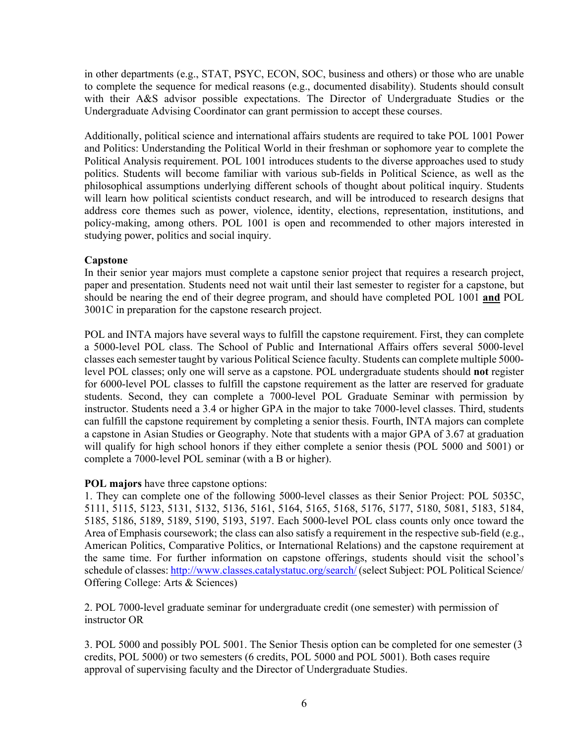in other departments (e.g., STAT, PSYC, ECON, SOC, business and others) or those who are unable to complete the sequence for medical reasons (e.g., documented disability). Students should consult with their A&S advisor possible expectations. The Director of Undergraduate Studies or the Undergraduate Advising Coordinator can grant permission to accept these courses.

Additionally, political science and international affairs students are required to take POL 1001 Power and Politics: Understanding the Political World in their freshman or sophomore year to complete the Political Analysis requirement. POL 1001 introduces students to the diverse approaches used to study politics. Students will become familiar with various sub-fields in Political Science, as well as the philosophical assumptions underlying different schools of thought about political inquiry. Students will learn how political scientists conduct research, and will be introduced to research designs that address core themes such as power, violence, identity, elections, representation, institutions, and policy-making, among others. POL 1001 is open and recommended to other majors interested in studying power, politics and social inquiry.

**Capstone**

In their senior year majors must complete a capstone senior project that requires a research project, paper and presentation. Students need not wait until their last semester to register for a capstone, but should be nearing the end of their degree program, and should have completed POL 1001 **and** POL 3001C in preparation for the capstone research project.

POL and INTA majors have several ways to fulfill the capstone requirement. First, they can complete a 5000-level POL class. The School of Public and International Affairs offers several 5000-level classes each semester taught by various Political Science faculty. Students can complete multiple 5000-level POL classes; only one will serve as a capstone. POL undergraduate students should **not** register for 6000-level POL classes to fulfill the capstone requirement as the latter are reserved for graduate students. Second, they can complete a 7000-level POL Graduate Seminar with permission by instructor. Students need a 3.4 or higher GPA in the major to take 7000-level classes. Third, students can fulfill the capstone requirement by completing a senior thesis. Fourth, INTA majors can complete a capstone in Asian Studies or Geography. Note that students with a major GPA of 3.67 at graduation will qualify for high school honors if they either complete a senior thesis (POL 5000 and 5001) or complete a 7000-level POL seminar (with a B or higher).

**POL majors** have three capstone options:

1. They can complete one of the following 5000-level classes as their Senior Project: POL 5035C, 5111, 5115, 5123, 5131, 5132, 5136, 5161, 5164, 5165, 5168, 5176, 5177, 5180, 5081, 5183, 5184, 5185, 5186, 5189, 5189, 5190, 5193, 5197. Each 5000-level POL class counts only once toward the Area of Emphasis coursework; the class can also satisfy a requirement in the respective sub-field (e.g., American Politics, Comparative Politics, or International Relations) and the capstone requirement at the same time. For further information on capstone offerings, students should visit the school's schedule of classes: [http://www.classes.catalystatuc.org/search/](http://www.classes.catalystatuc.org/search/) (select Subject: POL Political Science/ Offering College: Arts & Sciences)

2. POL 7000-level graduate seminar for undergraduate credit (one semester) with permission of instructor OR

3. POL 5000 and possibly POL 5001. The Senior Thesis option can be completed for one semester (3 credits, POL 5000) or two semesters (6 credits, POL 5000 and POL 5001). Both cases require approval of supervising faculty and the Director of Undergraduate Studies.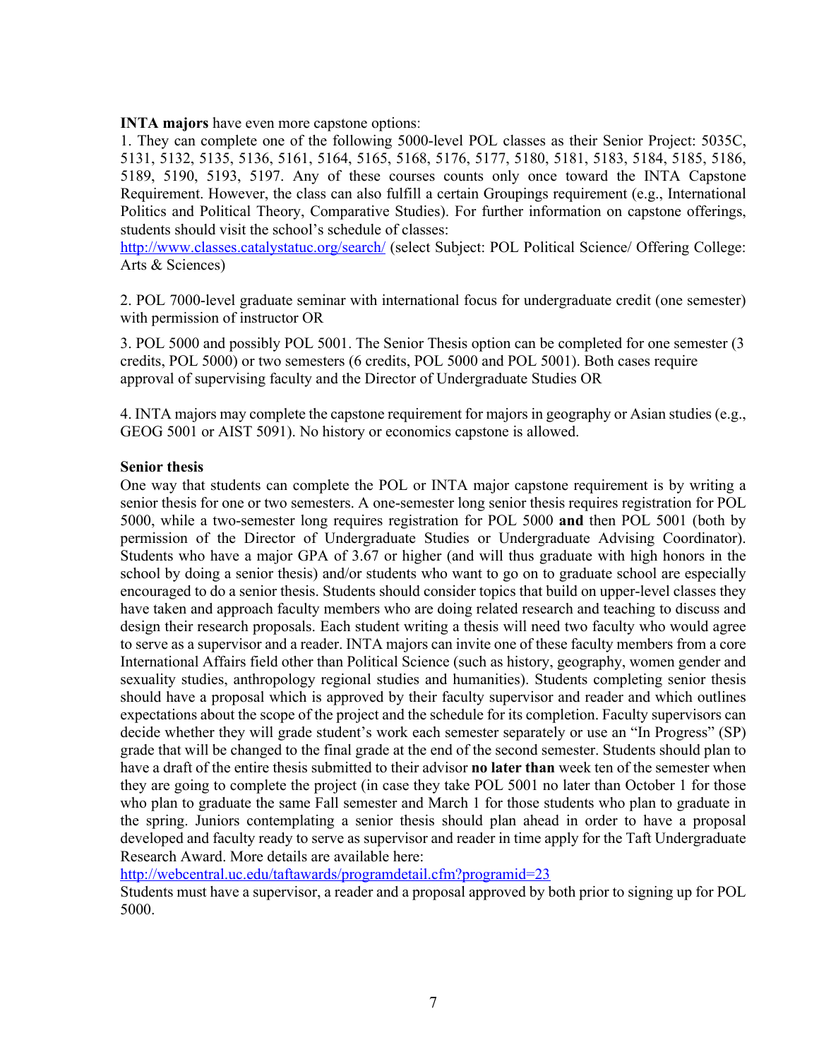**INTA majors** have even more capstone options:

1. They can complete one of the following 5000-level POL classes as their Senior Project: 5035C, 5131, 5132, 5135, 5136, 5161, 5164, 5165, 5168, 5176, 5177, 5180, 5181, 5183, 5184, 5185, 5186, 5189, 5190, 5193, 5197. Any of these courses counts only once toward the INTA Capstone Requirement. However, the class can also fulfill a certain Groupings requirement (e.g., International Politics and Political Theory, Comparative Studies). For further information on capstone offerings, students should visit the school's schedule of classes: [http://www.classes.catalystatuc.org/search/](http://www.classes.catalystatuc.org/search/) (select Subject: POL Political Science/ Offering College: Arts & Sciences)

2. POL 7000-level graduate seminar with international focus for undergraduate credit (one semester) with permission of instructor OR

3. POL 5000 and possibly POL 5001. The Senior Thesis option can be completed for one semester (3 credits, POL 5000) or two semesters (6 credits, POL 5000 and POL 5001). Both cases require approval of supervising faculty and the Director of Undergraduate Studies OR

4. INTA majors may complete the capstone requirement for majors in geography or Asian studies (e.g., GEOG 5001 or AIST 5091). No history or economics capstone is allowed.

**Senior thesis**

One way that students can complete the POL or INTA major capstone requirement is by writing a senior thesis for one or two semesters. A one-semester long senior thesis requires registration for POL 5000, while a two-semester long requires registration for POL 5000 **and** then POL 5001 (both by permission of the Director of Undergraduate Studies or Undergraduate Advising Coordinator). Students who have a major GPA of 3.67 or higher (and will thus graduate with high honors in the school by doing a senior thesis) and/or students who want to go on to graduate school are especially encouraged to do a senior thesis. Students should consider topics that build on upper-level classes they have taken and approach faculty members who are doing related research and teaching to discuss and design their research proposals. Each student writing a thesis will need two faculty who would agree to serve as a supervisor and a reader. INTA majors can invite one of these faculty members from a core International Affairs field other than Political Science (such as history, geography, women gender and sexuality studies, anthropology regional studies and humanities). Students completing senior thesis should have a proposal which is approved by their faculty supervisor and reader and which outlines expectations about the scope of the project and the schedule for its completion. Faculty supervisors can decide whether they will grade student's work each semester separately or use an "In Progress" (SP) grade that will be changed to the final grade at the end of the second semester. Students should plan to have a draft of the entire thesis submitted to their advisor **no later than** week ten of the semester when they are going to complete the project (in case they take POL 5001 no later than October 1 for those who plan to graduate the same Fall semester and March 1 for those students who plan to graduate in the spring. Juniors contemplating a senior thesis should plan ahead in order to have a proposal developed and faculty ready to serve as supervisor and reader in time apply for the Taft Undergraduate Research Award. More details are available here: [http://webcentral.uc.edu/taftawards/programdetail.cfm?programid=23](http://webcentral.uc.edu/taftawards/programdetail.cfm?programid=23)
Students must have a supervisor, a reader and a proposal approved by both prior to signing up for POL 5000.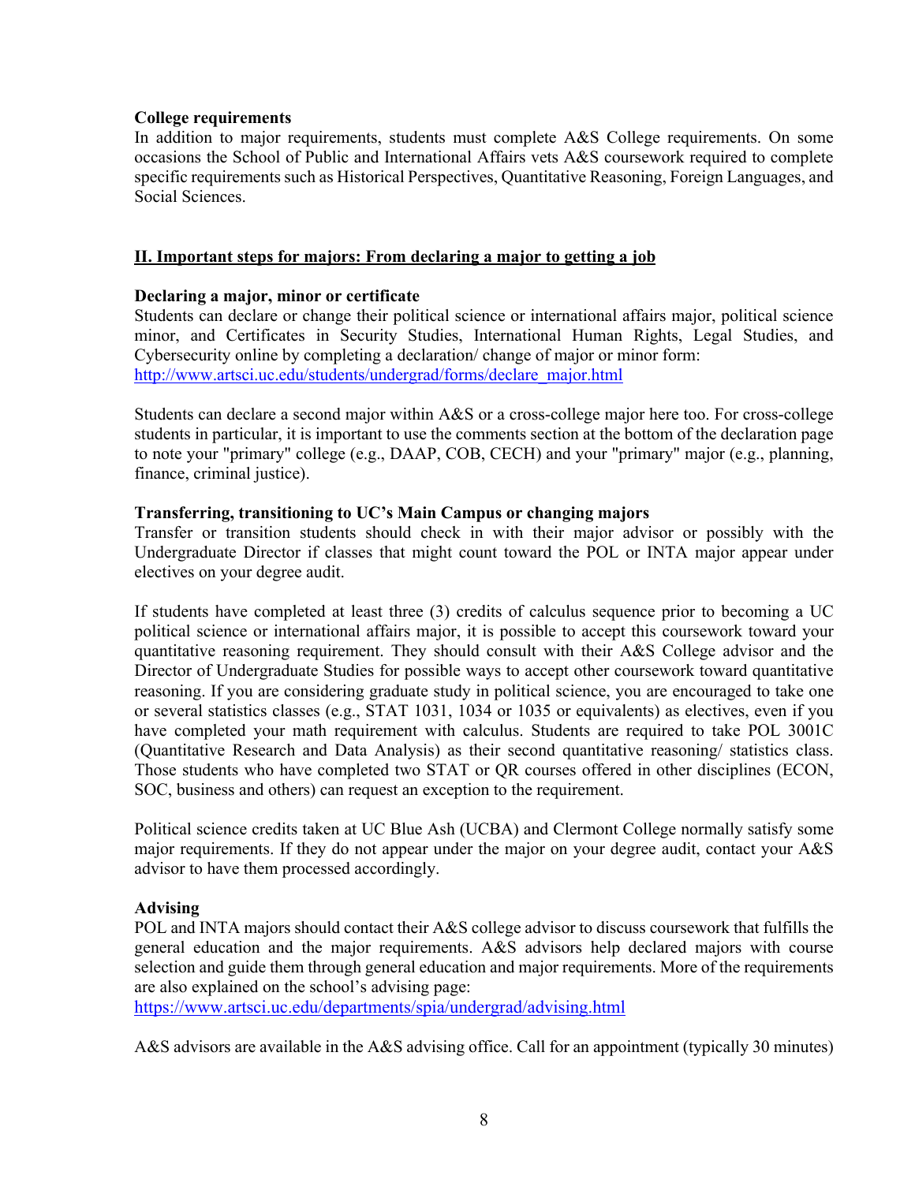**College requirements**

In addition to major requirements, students must complete A&S College requirements. On some occasions the School of Public and International Affairs vets A&S coursework required to complete specific requirements such as Historical Perspectives, Quantitative Reasoning, Foreign Languages, and Social Sciences.

## II. Important steps for majors: From declaring a major to getting a job

**Declaring a major, minor or certificate**

Students can declare or change their political science or international affairs major, political science minor, and Certificates in Security Studies, International Human Rights, Legal Studies, and Cybersecurity online by completing a declaration/ change of major or minor form: http://www.artsci.uc.edu/students/undergrad/forms/declare_major.html

Students can declare a second major within A&S or a cross-college major here too. For cross-college students in particular, it is important to use the comments section at the bottom of the declaration page to note your "primary" college (e.g., DAAP, COB, CECH) and your "primary" major (e.g., planning, finance, criminal justice).

**Transferring, transitioning to UC's Main Campus or changing majors**

Transfer or transition students should check in with their major advisor or possibly with the Undergraduate Director if classes that might count toward the POL or INTA major appear under electives on your degree audit.

If students have completed at least three (3) credits of calculus sequence prior to becoming a UC political science or international affairs major, it is possible to accept this coursework toward your quantitative reasoning requirement. They should consult with their A&S College advisor and the Director of Undergraduate Studies for possible ways to accept other coursework toward quantitative reasoning. If you are considering graduate study in political science, you are encouraged to take one or several statistics classes (e.g., STAT 1031, 1034 or 1035 or equivalents) as electives, even if you have completed your math requirement with calculus. Students are required to take POL 3001C (Quantitative Research and Data Analysis) as their second quantitative reasoning/ statistics class. Those students who have completed two STAT or QR courses offered in other disciplines (ECON, SOC, business and others) can request an exception to the requirement.

Political science credits taken at UC Blue Ash (UCBA) and Clermont College normally satisfy some major requirements. If they do not appear under the major on your degree audit, contact your A&S advisor to have them processed accordingly.

**Advising**

POL and INTA majors should contact their A&S college advisor to discuss coursework that fulfills the general education and the major requirements. A&S advisors help declared majors with course selection and guide them through general education and major requirements. More of the requirements are also explained on the school's advising page: https://www.artsci.uc.edu/departments/spia/undergrad/advising.html

A&S advisors are available in the A&S advising office. Call for an appointment (typically 30 minutes)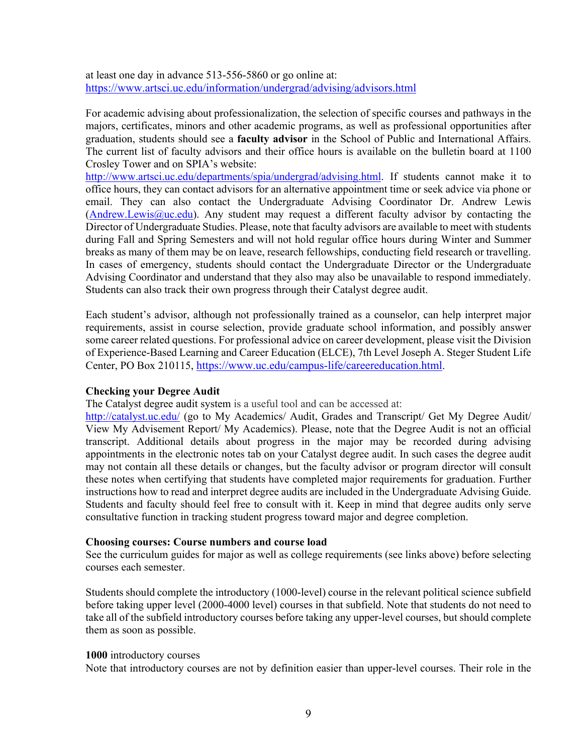at least one day in advance 513-556-5860 or go online at:
https://www.artsci.uc.edu/information/undergrad/advising/advisors.html

For academic advising about professionalization, the selection of specific courses and pathways in the majors, certificates, minors and other academic programs, as well as professional opportunities after graduation, students should see a **faculty advisor** in the School of Public and International Affairs. The current list of faculty advisors and their office hours is available on the bulletin board at 1100 Crosley Tower and on SPIA's website:
http://www.artsci.uc.edu/departments/spia/undergrad/advising.html. If students cannot make it to office hours, they can contact advisors for an alternative appointment time or seek advice via phone or email. They can also contact the Undergraduate Advising Coordinator Dr. Andrew Lewis (Andrew.Lewis@uc.edu). Any student may request a different faculty advisor by contacting the Director of Undergraduate Studies. Please, note that faculty advisors are available to meet with students during Fall and Spring Semesters and will not hold regular office hours during Winter and Summer breaks as many of them may be on leave, research fellowships, conducting field research or travelling. In cases of emergency, students should contact the Undergraduate Director or the Undergraduate Advising Coordinator and understand that they also may also be unavailable to respond immediately. Students can also track their own progress through their Catalyst degree audit.

Each student's advisor, although not professionally trained as a counselor, can help interpret major requirements, assist in course selection, provide graduate school information, and possibly answer some career related questions. For professional advice on career development, please visit the Division of Experience-Based Learning and Career Education (ELCE), 7th Level Joseph A. Steger Student Life Center, PO Box 210115, https://www.uc.edu/campus-life/careereducation.html.

**Checking your Degree Audit**
The Catalyst degree audit system is a useful tool and can be accessed at:
http://catalyst.uc.edu/ (go to My Academics/ Audit, Grades and Transcript/ Get My Degree Audit/ View My Advisement Report/ My Academics). Please, note that the Degree Audit is not an official transcript. Additional details about progress in the major may be recorded during advising appointments in the electronic notes tab on your Catalyst degree audit. In such cases the degree audit may not contain all these details or changes, but the faculty advisor or program director will consult these notes when certifying that students have completed major requirements for graduation. Further instructions how to read and interpret degree audits are included in the Undergraduate Advising Guide. Students and faculty should feel free to consult with it. Keep in mind that degree audits only serve consultative function in tracking student progress toward major and degree completion.

**Choosing courses: Course numbers and course load**
See the curriculum guides for major as well as college requirements (see links above) before selecting courses each semester.

Students should complete the introductory (1000-level) course in the relevant political science subfield before taking upper level (2000-4000 level) courses in that subfield. Note that students do not need to take all of the subfield introductory courses before taking any upper-level courses, but should complete them as soon as possible.

**1000** introductory courses
Note that introductory courses are not by definition easier than upper-level courses. Their role in the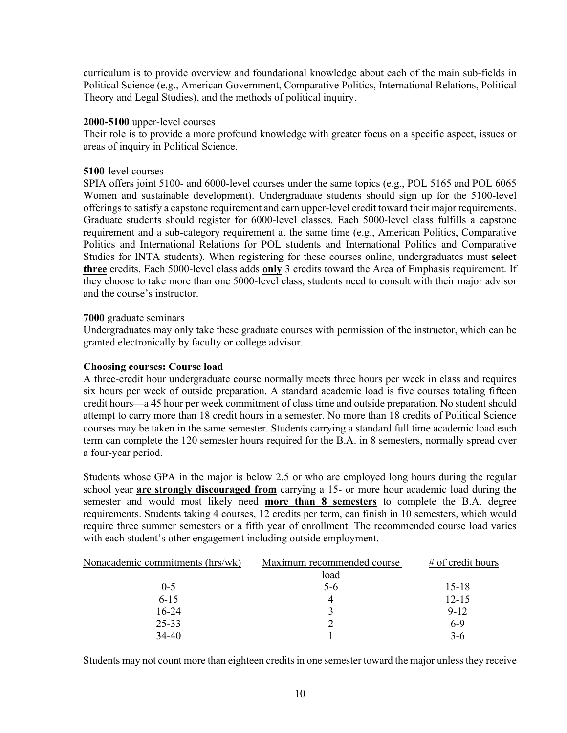curriculum is to provide overview and foundational knowledge about each of the main sub-fields in Political Science (e.g., American Government, Comparative Politics, International Relations, Political Theory and Legal Studies), and the methods of political inquiry.

**2000-5100** upper-level courses
Their role is to provide a more profound knowledge with greater focus on a specific aspect, issues or areas of inquiry in Political Science.

**5100**-level courses
SPIA offers joint 5100- and 6000-level courses under the same topics (e.g., POL 5165 and POL 6065 Women and sustainable development). Undergraduate students should sign up for the 5100-level offerings to satisfy a capstone requirement and earn upper-level credit toward their major requirements. Graduate students should register for 6000-level classes. Each 5000-level class fulfills a capstone requirement and a sub-category requirement at the same time (e.g., American Politics, Comparative Politics and International Relations for POL students and International Politics and Comparative Studies for INTA students). When registering for these courses online, undergraduates must **select <u>three</u>** credits. Each 5000-level class adds **<u>only</u>** 3 credits toward the Area of Emphasis requirement. If they choose to take more than one 5000-level class, students need to consult with their major advisor and the course's instructor.

**7000** graduate seminars
Undergraduates may only take these graduate courses with permission of the instructor, which can be granted electronically by faculty or college advisor.

**Choosing courses: Course load**
A three-credit hour undergraduate course normally meets three hours per week in class and requires six hours per week of outside preparation. A standard academic load is five courses totaling fifteen credit hours—a 45 hour per week commitment of class time and outside preparation. No student should attempt to carry more than 18 credit hours in a semester. No more than 18 credits of Political Science courses may be taken in the same semester. Students carrying a standard full time academic load each term can complete the 120 semester hours required for the B.A. in 8 semesters, normally spread over a four-year period.

Students whose GPA in the major is below 2.5 or who are employed long hours during the regular school year **<u>are strongly discouraged from</u>** carrying a 15- or more hour academic load during the semester and would most likely need **<u>more than 8 semesters</u>** to complete the B.A. degree requirements. Students taking 4 courses, 12 credits per term, can finish in 10 semesters, which would require three summer semesters or a fifth year of enrollment. The recommended course load varies with each student's other engagement including outside employment.

| Nonacademic commitments (hrs/wk) | Maximum recommended course load | # of credit hours |
|---|---|---|
| 0-5 | 5-6 | 15-18 |
| 6-15 | 4 | 12-15 |
| 16-24 | 3 | 9-12 |
| 25-33 | 2 | 6-9 |
| 34-40 | 1 | 3-6 |

Students may not count more than eighteen credits in one semester toward the major unless they receive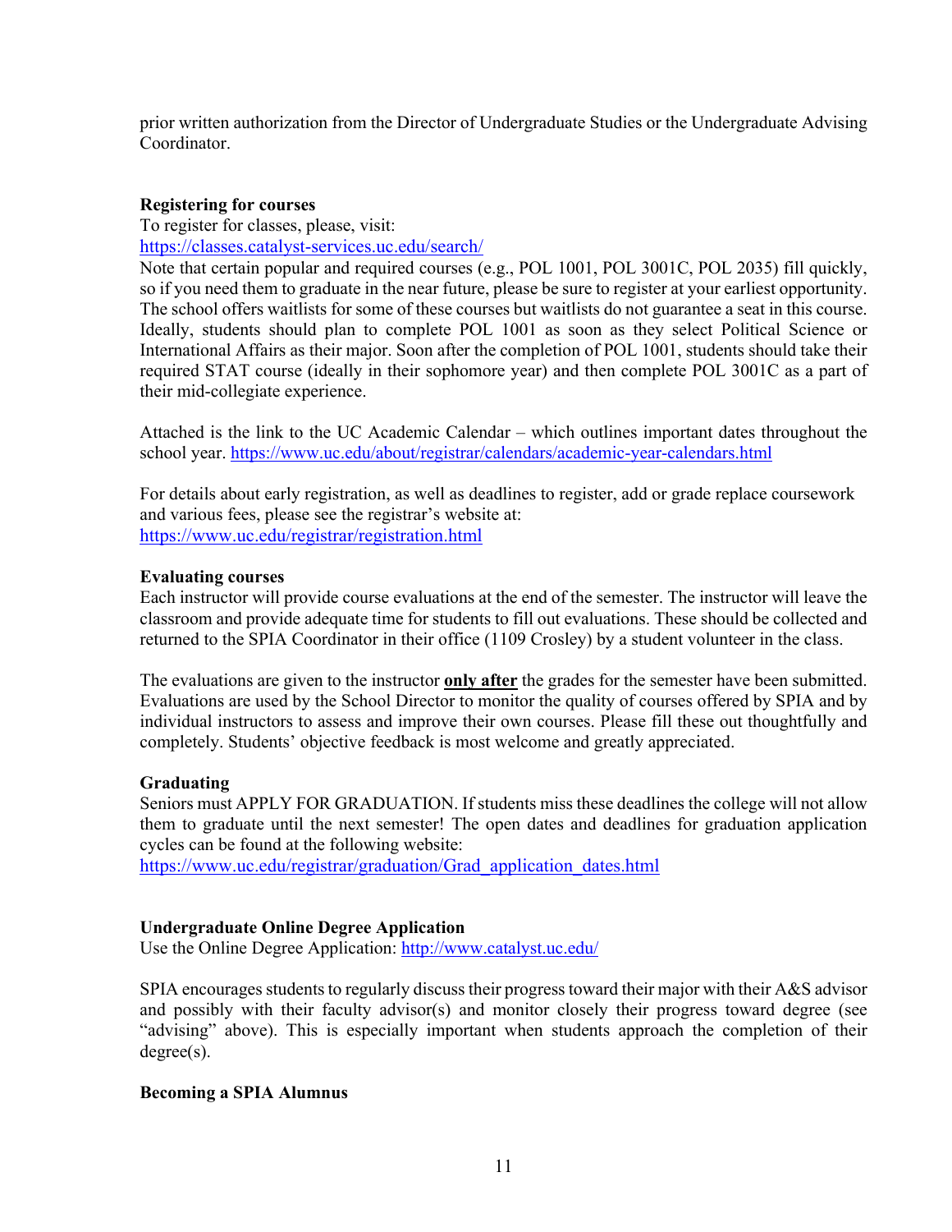prior written authorization from the Director of Undergraduate Studies or the Undergraduate Advising Coordinator.

**Registering for courses**

To register for classes, please, visit:
https://classes.catalyst-services.uc.edu/search/
Note that certain popular and required courses (e.g., POL 1001, POL 3001C, POL 2035) fill quickly, so if you need them to graduate in the near future, please be sure to register at your earliest opportunity. The school offers waitlists for some of these courses but waitlists do not guarantee a seat in this course. Ideally, students should plan to complete POL 1001 as soon as they select Political Science or International Affairs as their major. Soon after the completion of POL 1001, students should take their required STAT course (ideally in their sophomore year) and then complete POL 3001C as a part of their mid-collegiate experience.

Attached is the link to the UC Academic Calendar – which outlines important dates throughout the school year. https://www.uc.edu/about/registrar/calendars/academic-year-calendars.html

For details about early registration, as well as deadlines to register, add or grade replace coursework and various fees, please see the registrar's website at:
https://www.uc.edu/registrar/registration.html

**Evaluating courses**

Each instructor will provide course evaluations at the end of the semester. The instructor will leave the classroom and provide adequate time for students to fill out evaluations. These should be collected and returned to the SPIA Coordinator in their office (1109 Crosley) by a student volunteer in the class.

The evaluations are given to the instructor **only after** the grades for the semester have been submitted. Evaluations are used by the School Director to monitor the quality of courses offered by SPIA and by individual instructors to assess and improve their own courses. Please fill these out thoughtfully and completely. Students' objective feedback is most welcome and greatly appreciated.

**Graduating**

Seniors must APPLY FOR GRADUATION. If students miss these deadlines the college will not allow them to graduate until the next semester! The open dates and deadlines for graduation application cycles can be found at the following website:
https://www.uc.edu/registrar/graduation/Grad_application_dates.html

**Undergraduate Online Degree Application**

Use the Online Degree Application: http://www.catalyst.uc.edu/

SPIA encourages students to regularly discuss their progress toward their major with their A&S advisor and possibly with their faculty advisor(s) and monitor closely their progress toward degree (see "advising" above). This is especially important when students approach the completion of their degree(s).

**Becoming a SPIA Alumnus**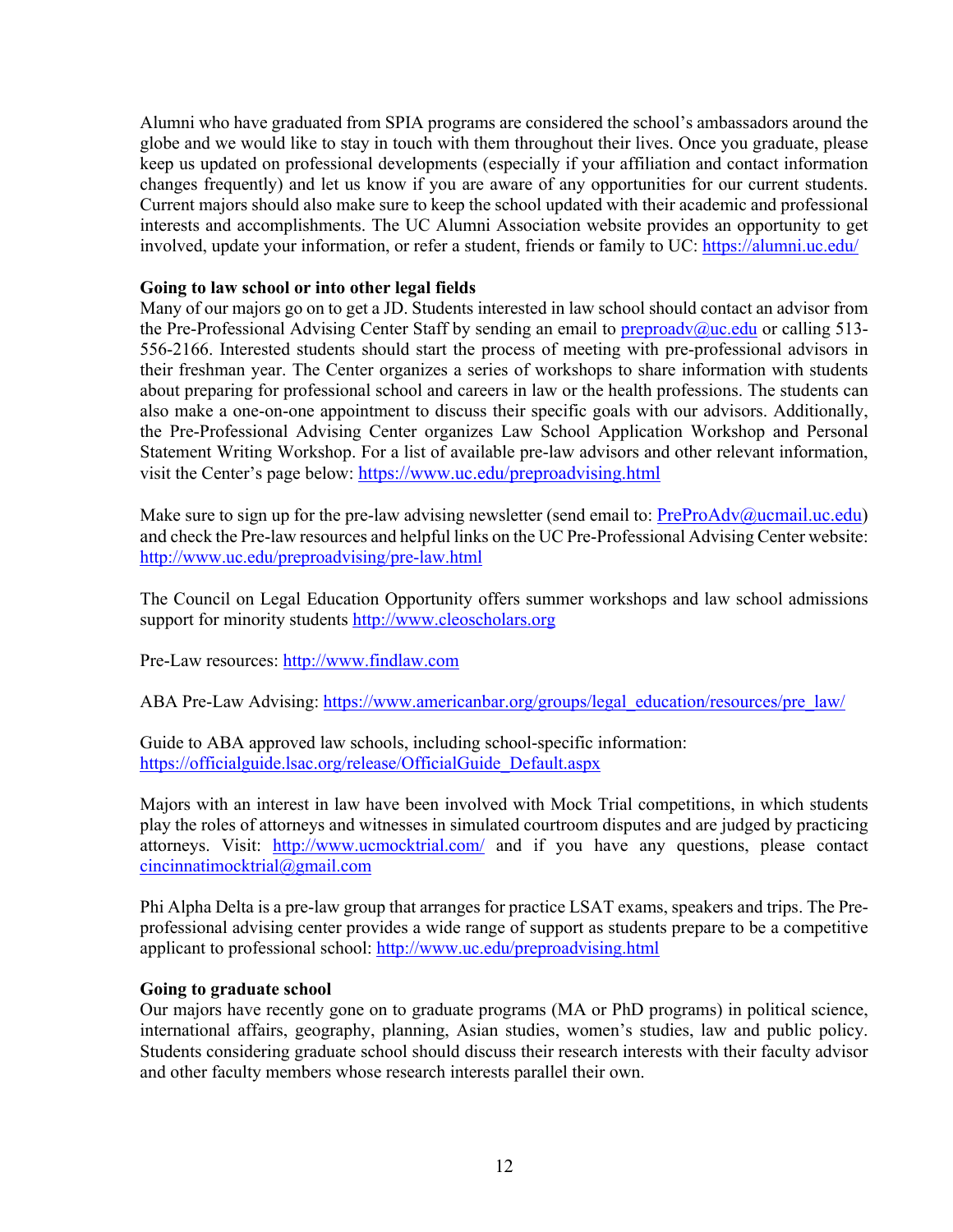Alumni who have graduated from SPIA programs are considered the school's ambassadors around the globe and we would like to stay in touch with them throughout their lives. Once you graduate, please keep us updated on professional developments (especially if your affiliation and contact information changes frequently) and let us know if you are aware of any opportunities for our current students. Current majors should also make sure to keep the school updated with their academic and professional interests and accomplishments. The UC Alumni Association website provides an opportunity to get involved, update your information, or refer a student, friends or family to UC: https://alumni.uc.edu/

**Going to law school or into other legal fields**

Many of our majors go on to get a JD. Students interested in law school should contact an advisor from the Pre-Professional Advising Center Staff by sending an email to preproadv@uc.edu or calling 513-556-2166. Interested students should start the process of meeting with pre-professional advisors in their freshman year. The Center organizes a series of workshops to share information with students about preparing for professional school and careers in law or the health professions. The students can also make a one-on-one appointment to discuss their specific goals with our advisors. Additionally, the Pre-Professional Advising Center organizes Law School Application Workshop and Personal Statement Writing Workshop. For a list of available pre-law advisors and other relevant information, visit the Center's page below: https://www.uc.edu/preproadvising.html

Make sure to sign up for the pre-law advising newsletter (send email to: PreProAdv@ucmail.uc.edu) and check the Pre-law resources and helpful links on the UC Pre-Professional Advising Center website: http://www.uc.edu/preproadvising/pre-law.html

The Council on Legal Education Opportunity offers summer workshops and law school admissions support for minority students http://www.cleoscholars.org

Pre-Law resources: http://www.findlaw.com

ABA Pre-Law Advising: https://www.americanbar.org/groups/legal_education/resources/pre_law/

Guide to ABA approved law schools, including school-specific information: https://officialguide.lsac.org/release/OfficialGuide_Default.aspx

Majors with an interest in law have been involved with Mock Trial competitions, in which students play the roles of attorneys and witnesses in simulated courtroom disputes and are judged by practicing attorneys. Visit: http://www.ucmocktrial.com/ and if you have any questions, please contact cincinnatimocktrial@gmail.com

Phi Alpha Delta is a pre-law group that arranges for practice LSAT exams, speakers and trips. The Pre-professional advising center provides a wide range of support as students prepare to be a competitive applicant to professional school: http://www.uc.edu/preproadvising.html

**Going to graduate school**

Our majors have recently gone on to graduate programs (MA or PhD programs) in political science, international affairs, geography, planning, Asian studies, women's studies, law and public policy. Students considering graduate school should discuss their research interests with their faculty advisor and other faculty members whose research interests parallel their own.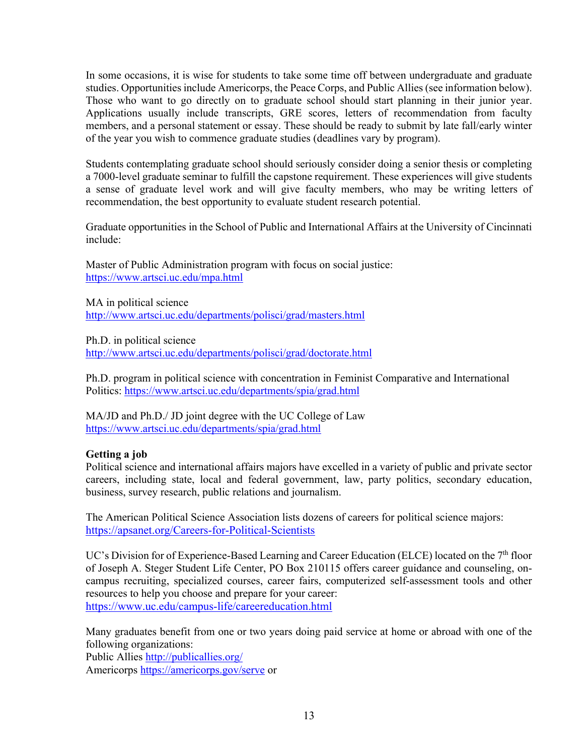In some occasions, it is wise for students to take some time off between undergraduate and graduate studies. Opportunities include Americorps, the Peace Corps, and Public Allies (see information below). Those who want to go directly on to graduate school should start planning in their junior year. Applications usually include transcripts, GRE scores, letters of recommendation from faculty members, and a personal statement or essay. These should be ready to submit by late fall/early winter of the year you wish to commence graduate studies (deadlines vary by program).

Students contemplating graduate school should seriously consider doing a senior thesis or completing a 7000-level graduate seminar to fulfill the capstone requirement. These experiences will give students a sense of graduate level work and will give faculty members, who may be writing letters of recommendation, the best opportunity to evaluate student research potential.

Graduate opportunities in the School of Public and International Affairs at the University of Cincinnati include:

Master of Public Administration program with focus on social justice:
https://www.artsci.uc.edu/mpa.html

MA in political science
http://www.artsci.uc.edu/departments/polisci/grad/masters.html

Ph.D. in political science
http://www.artsci.uc.edu/departments/polisci/grad/doctorate.html

Ph.D. program in political science with concentration in Feminist Comparative and International Politics: https://www.artsci.uc.edu/departments/spia/grad.html

MA/JD and Ph.D./ JD joint degree with the UC College of Law
https://www.artsci.uc.edu/departments/spia/grad.html

**Getting a job**

Political science and international affairs majors have excelled in a variety of public and private sector careers, including state, local and federal government, law, party politics, secondary education, business, survey research, public relations and journalism.

The American Political Science Association lists dozens of careers for political science majors:
https://apsanet.org/Careers-for-Political-Scientists

UC's Division for of Experience-Based Learning and Career Education (ELCE) located on the 7th floor of Joseph A. Steger Student Life Center, PO Box 210115 offers career guidance and counseling, on-campus recruiting, specialized courses, career fairs, computerized self-assessment tools and other resources to help you choose and prepare for your career:
https://www.uc.edu/campus-life/careereducation.html

Many graduates benefit from one or two years doing paid service at home or abroad with one of the following organizations:
Public Allies http://publicallies.org/
Americorps https://americorps.gov/serve or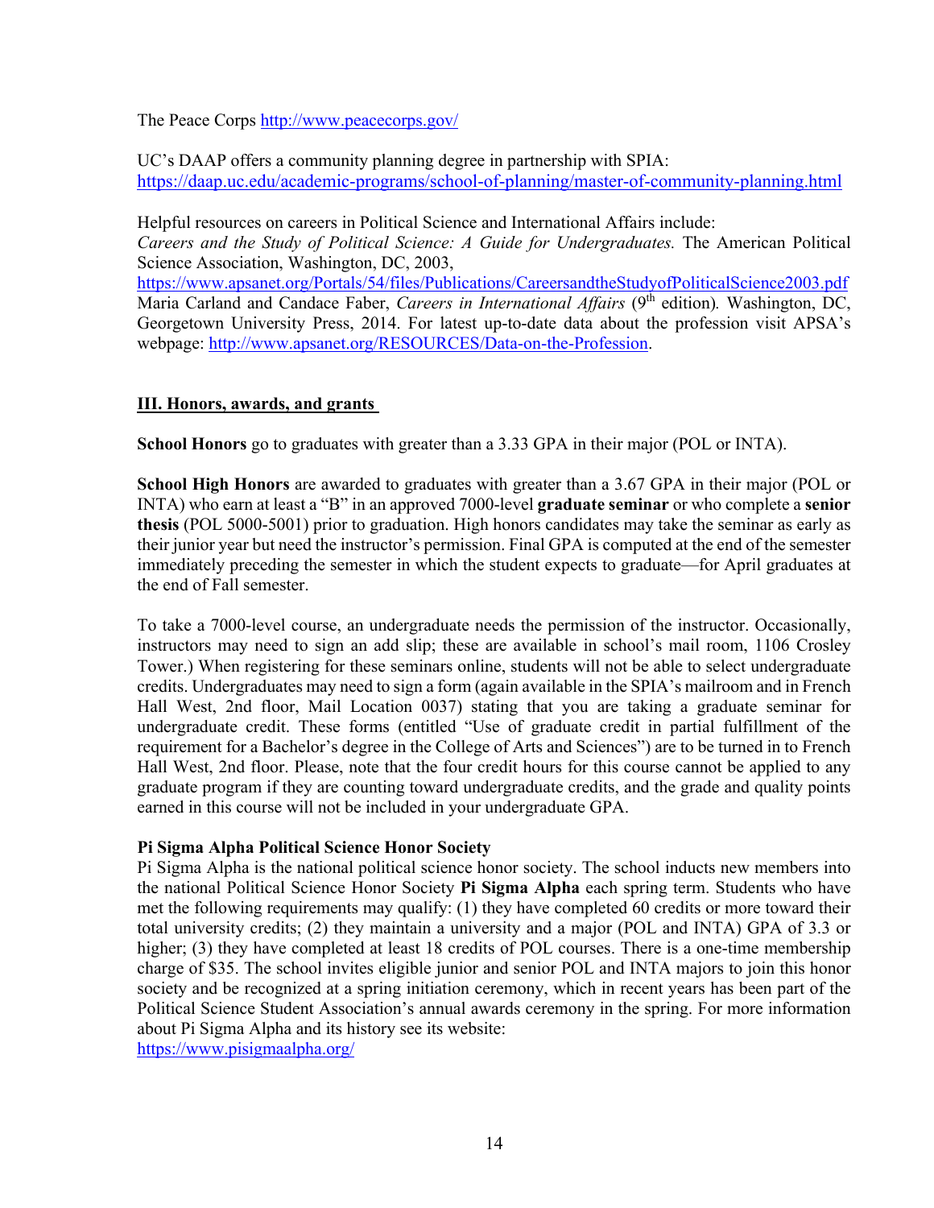The Peace Corps http://www.peacecorps.gov/

UC's DAAP offers a community planning degree in partnership with SPIA: https://daap.uc.edu/academic-programs/school-of-planning/master-of-community-planning.html

Helpful resources on careers in Political Science and International Affairs include:
*Careers and the Study of Political Science: A Guide for Undergraduates.* The American Political Science Association, Washington, DC, 2003, https://www.apsanet.org/Portals/54/files/Publications/CareersandtheStudyofPoliticalScience2003.pdf
Maria Carland and Candace Faber, *Careers in International Affairs* (9th edition)*.* Washington, DC, Georgetown University Press, 2014. For latest up-to-date data about the profession visit APSA's webpage: http://www.apsanet.org/RESOURCES/Data-on-the-Profession.

## III. Honors, awards, and grants

**School Honors** go to graduates with greater than a 3.33 GPA in their major (POL or INTA).

**School High Honors** are awarded to graduates with greater than a 3.67 GPA in their major (POL or INTA) who earn at least a "B" in an approved 7000-level **graduate seminar** or who complete a **senior thesis** (POL 5000-5001) prior to graduation. High honors candidates may take the seminar as early as their junior year but need the instructor's permission. Final GPA is computed at the end of the semester immediately preceding the semester in which the student expects to graduate—for April graduates at the end of Fall semester.

To take a 7000-level course, an undergraduate needs the permission of the instructor. Occasionally, instructors may need to sign an add slip; these are available in school's mail room, 1106 Crosley Tower.) When registering for these seminars online, students will not be able to select undergraduate credits. Undergraduates may need to sign a form (again available in the SPIA's mailroom and in French Hall West, 2nd floor, Mail Location 0037) stating that you are taking a graduate seminar for undergraduate credit. These forms (entitled "Use of graduate credit in partial fulfillment of the requirement for a Bachelor's degree in the College of Arts and Sciences") are to be turned in to French Hall West, 2nd floor. Please, note that the four credit hours for this course cannot be applied to any graduate program if they are counting toward undergraduate credits, and the grade and quality points earned in this course will not be included in your undergraduate GPA.

**Pi Sigma Alpha Political Science Honor Society**
Pi Sigma Alpha is the national political science honor society. The school inducts new members into the national Political Science Honor Society **Pi Sigma Alpha** each spring term. Students who have met the following requirements may qualify: (1) they have completed 60 credits or more toward their total university credits; (2) they maintain a university and a major (POL and INTA) GPA of 3.3 or higher; (3) they have completed at least 18 credits of POL courses. There is a one-time membership charge of $35. The school invites eligible junior and senior POL and INTA majors to join this honor society and be recognized at a spring initiation ceremony, which in recent years has been part of the Political Science Student Association's annual awards ceremony in the spring. For more information about Pi Sigma Alpha and its history see its website:
https://www.pisigmaalpha.org/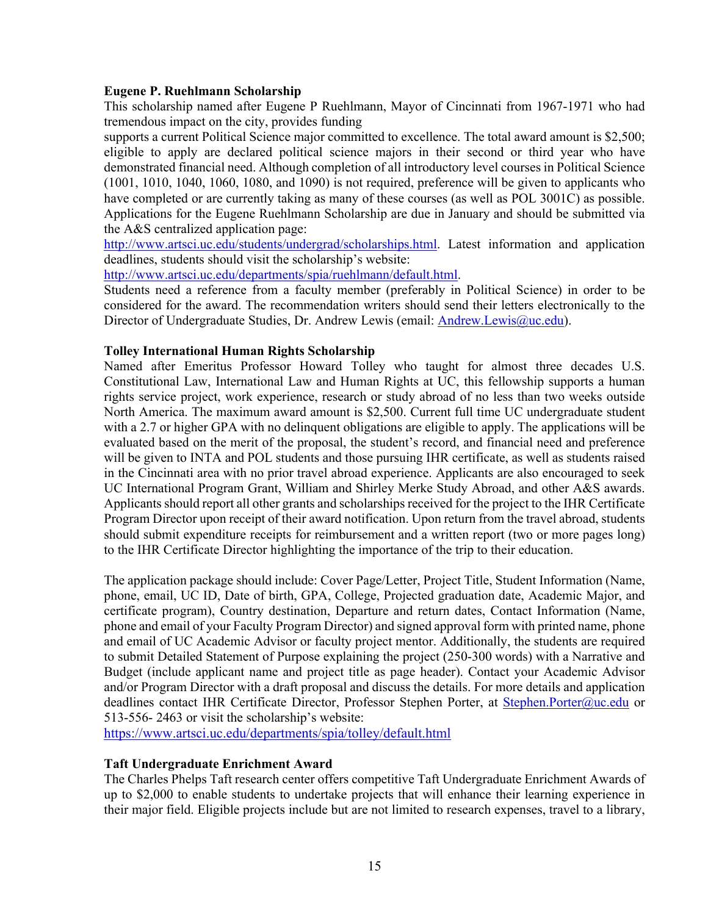**Eugene P. Ruehlmann Scholarship**

This scholarship named after Eugene P Ruehlmann, Mayor of Cincinnati from 1967-1971 who had tremendous impact on the city, provides funding

supports a current Political Science major committed to excellence. The total award amount is $2,500; eligible to apply are declared political science majors in their second or third year who have demonstrated financial need. Although completion of all introductory level courses in Political Science (1001, 1010, 1040, 1060, 1080, and 1090) is not required, preference will be given to applicants who have completed or are currently taking as many of these courses (as well as POL 3001C) as possible. Applications for the Eugene Ruehlmann Scholarship are due in January and should be submitted via the A&S centralized application page:
http://www.artsci.uc.edu/students/undergrad/scholarships.html. Latest information and application deadlines, students should visit the scholarship's website:
http://www.artsci.uc.edu/departments/spia/ruehlmann/default.html.
Students need a reference from a faculty member (preferably in Political Science) in order to be considered for the award. The recommendation writers should send their letters electronically to the Director of Undergraduate Studies, Dr. Andrew Lewis (email: Andrew.Lewis@uc.edu).

**Tolley International Human Rights Scholarship**

Named after Emeritus Professor Howard Tolley who taught for almost three decades U.S. Constitutional Law, International Law and Human Rights at UC, this fellowship supports a human rights service project, work experience, research or study abroad of no less than two weeks outside North America. The maximum award amount is $2,500. Current full time UC undergraduate student with a 2.7 or higher GPA with no delinquent obligations are eligible to apply. The applications will be evaluated based on the merit of the proposal, the student's record, and financial need and preference will be given to INTA and POL students and those pursuing IHR certificate, as well as students raised in the Cincinnati area with no prior travel abroad experience. Applicants are also encouraged to seek UC International Program Grant, William and Shirley Merke Study Abroad, and other A&S awards. Applicants should report all other grants and scholarships received for the project to the IHR Certificate Program Director upon receipt of their award notification. Upon return from the travel abroad, students should submit expenditure receipts for reimbursement and a written report (two or more pages long) to the IHR Certificate Director highlighting the importance of the trip to their education.

The application package should include: Cover Page/Letter, Project Title, Student Information (Name, phone, email, UC ID, Date of birth, GPA, College, Projected graduation date, Academic Major, and certificate program), Country destination, Departure and return dates, Contact Information (Name, phone and email of your Faculty Program Director) and signed approval form with printed name, phone and email of UC Academic Advisor or faculty project mentor. Additionally, the students are required to submit Detailed Statement of Purpose explaining the project (250-300 words) with a Narrative and Budget (include applicant name and project title as page header). Contact your Academic Advisor and/or Program Director with a draft proposal and discuss the details. For more details and application deadlines contact IHR Certificate Director, Professor Stephen Porter, at Stephen.Porter@uc.edu or 513-556- 2463 or visit the scholarship's website:
https://www.artsci.uc.edu/departments/spia/tolley/default.html

**Taft Undergraduate Enrichment Award**

The Charles Phelps Taft research center offers competitive Taft Undergraduate Enrichment Awards of up to $2,000 to enable students to undertake projects that will enhance their learning experience in their major field. Eligible projects include but are not limited to research expenses, travel to a library,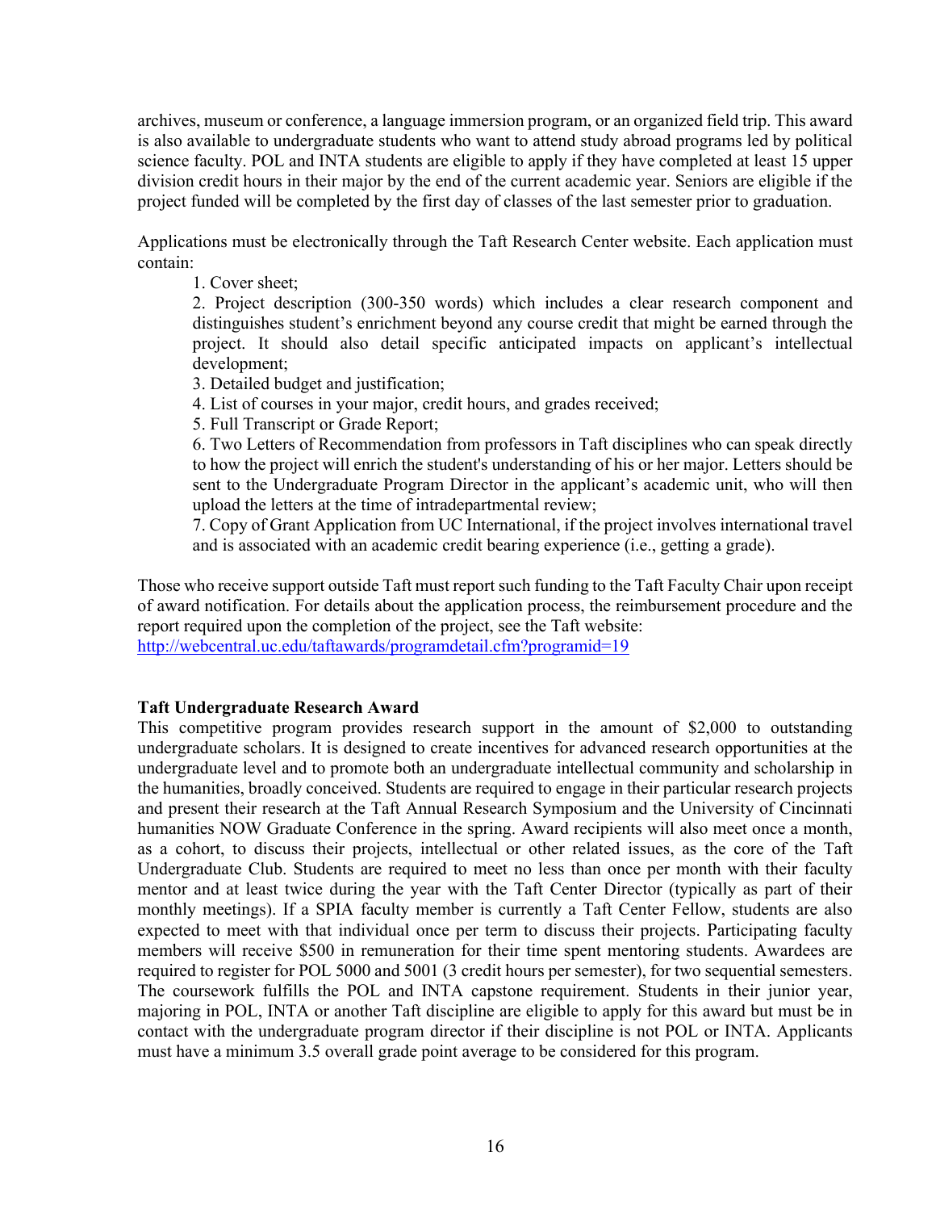archives, museum or conference, a language immersion program, or an organized field trip. This award is also available to undergraduate students who want to attend study abroad programs led by political science faculty. POL and INTA students are eligible to apply if they have completed at least 15 upper division credit hours in their major by the end of the current academic year. Seniors are eligible if the project funded will be completed by the first day of classes of the last semester prior to graduation.

Applications must be electronically through the Taft Research Center website. Each application must contain:

1. Cover sheet;
2. Project description (300-350 words) which includes a clear research component and distinguishes student's enrichment beyond any course credit that might be earned through the project. It should also detail specific anticipated impacts on applicant's intellectual development;
3. Detailed budget and justification;
4. List of courses in your major, credit hours, and grades received;
5. Full Transcript or Grade Report;
6. Two Letters of Recommendation from professors in Taft disciplines who can speak directly to how the project will enrich the student's understanding of his or her major. Letters should be sent to the Undergraduate Program Director in the applicant's academic unit, who will then upload the letters at the time of intradepartmental review;
7. Copy of Grant Application from UC International, if the project involves international travel and is associated with an academic credit bearing experience (i.e., getting a grade).

Those who receive support outside Taft must report such funding to the Taft Faculty Chair upon receipt of award notification. For details about the application process, the reimbursement procedure and the report required upon the completion of the project, see the Taft website: [http://webcentral.uc.edu/taftawards/programdetail.cfm?programid=19](http://webcentral.uc.edu/taftawards/programdetail.cfm?programid=19)

**Taft Undergraduate Research Award**

This competitive program provides research support in the amount of $2,000 to outstanding undergraduate scholars. It is designed to create incentives for advanced research opportunities at the undergraduate level and to promote both an undergraduate intellectual community and scholarship in the humanities, broadly conceived. Students are required to engage in their particular research projects and present their research at the Taft Annual Research Symposium and the University of Cincinnati humanities NOW Graduate Conference in the spring. Award recipients will also meet once a month, as a cohort, to discuss their projects, intellectual or other related issues, as the core of the Taft Undergraduate Club. Students are required to meet no less than once per month with their faculty mentor and at least twice during the year with the Taft Center Director (typically as part of their monthly meetings). If a SPIA faculty member is currently a Taft Center Fellow, students are also expected to meet with that individual once per term to discuss their projects. Participating faculty members will receive $500 in remuneration for their time spent mentoring students. Awardees are required to register for POL 5000 and 5001 (3 credit hours per semester), for two sequential semesters. The coursework fulfills the POL and INTA capstone requirement. Students in their junior year, majoring in POL, INTA or another Taft discipline are eligible to apply for this award but must be in contact with the undergraduate program director if their discipline is not POL or INTA. Applicants must have a minimum 3.5 overall grade point average to be considered for this program.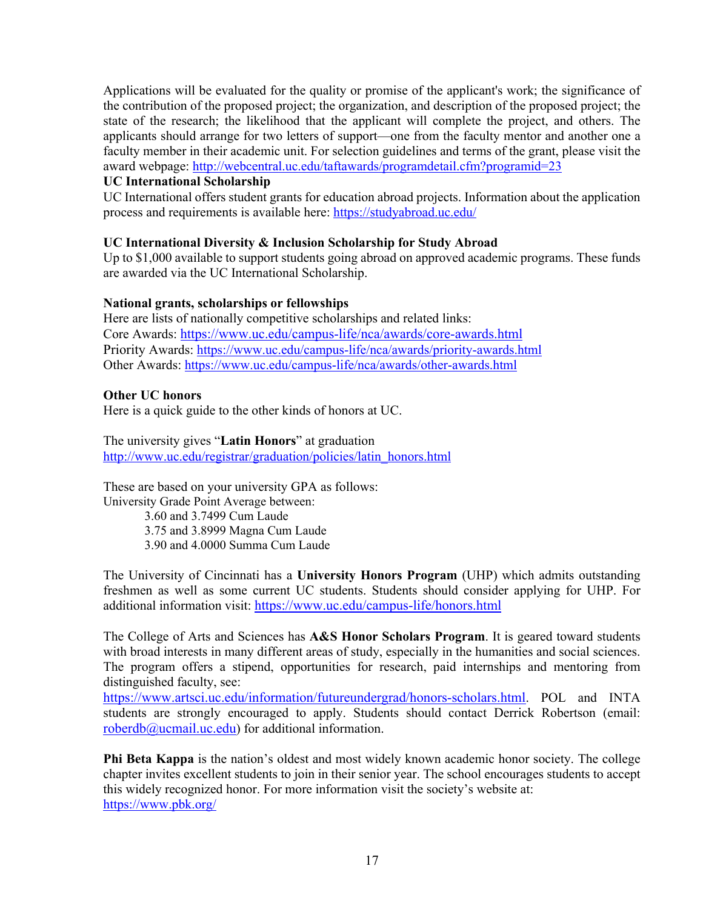Applications will be evaluated for the quality or promise of the applicant's work; the significance of the contribution of the proposed project; the organization, and description of the proposed project; the state of the research; the likelihood that the applicant will complete the project, and others. The applicants should arrange for two letters of support—one from the faculty mentor and another one a faculty member in their academic unit. For selection guidelines and terms of the grant, please visit the award webpage: http://webcentral.uc.edu/taftawards/programdetail.cfm?programid=23

**UC International Scholarship**

UC International offers student grants for education abroad projects. Information about the application process and requirements is available here: https://studyabroad.uc.edu/

**UC International Diversity & Inclusion Scholarship for Study Abroad**

Up to $1,000 available to support students going abroad on approved academic programs. These funds are awarded via the UC International Scholarship.

**National grants, scholarships or fellowships**

Here are lists of nationally competitive scholarships and related links:
Core Awards: https://www.uc.edu/campus-life/nca/awards/core-awards.html
Priority Awards: https://www.uc.edu/campus-life/nca/awards/priority-awards.html
Other Awards: https://www.uc.edu/campus-life/nca/awards/other-awards.html

**Other UC honors**

Here is a quick guide to the other kinds of honors at UC.

The university gives "**Latin Honors**" at graduation
http://www.uc.edu/registrar/graduation/policies/latin_honors.html

These are based on your university GPA as follows:
University Grade Point Average between:

- 3.60 and 3.7499 Cum Laude
- 3.75 and 3.8999 Magna Cum Laude
- 3.90 and 4.0000 Summa Cum Laude

The University of Cincinnati has a **University Honors Program** (UHP) which admits outstanding freshmen as well as some current UC students. Students should consider applying for UHP. For additional information visit: https://www.uc.edu/campus-life/honors.html

The College of Arts and Sciences has **A&S Honor Scholars Program**. It is geared toward students with broad interests in many different areas of study, especially in the humanities and social sciences. The program offers a stipend, opportunities for research, paid internships and mentoring from distinguished faculty, see:
https://www.artsci.uc.edu/information/futureundergrad/honors-scholars.html. POL and INTA students are strongly encouraged to apply. Students should contact Derrick Robertson (email: roberdb@ucmail.uc.edu) for additional information.

**Phi Beta Kappa** is the nation's oldest and most widely known academic honor society. The college chapter invites excellent students to join in their senior year. The school encourages students to accept this widely recognized honor. For more information visit the society's website at:
https://www.pbk.org/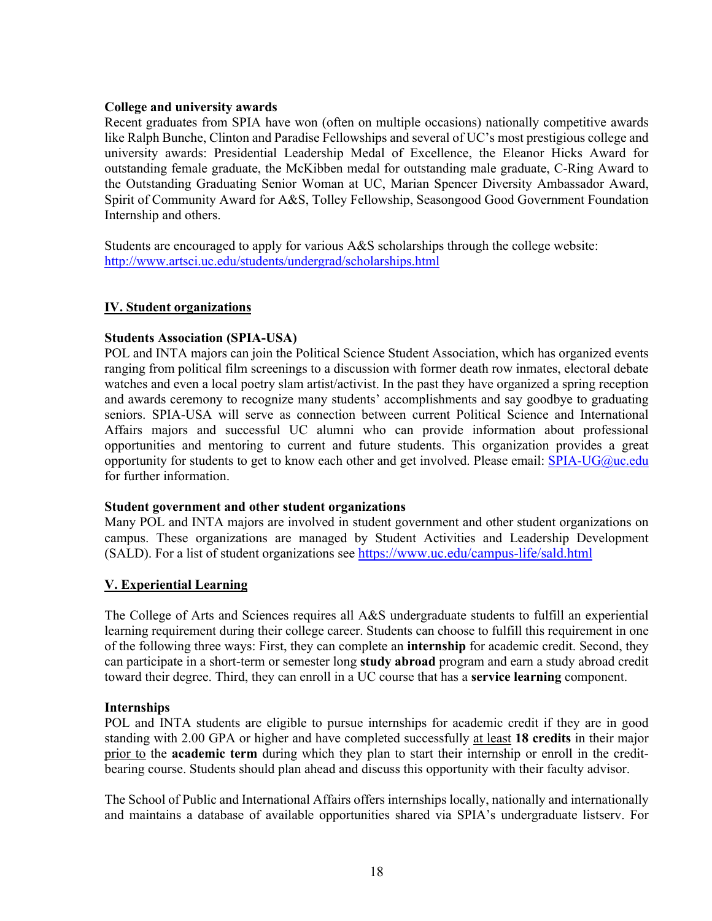**College and university awards**

Recent graduates from SPIA have won (often on multiple occasions) nationally competitive awards like Ralph Bunche, Clinton and Paradise Fellowships and several of UC's most prestigious college and university awards: Presidential Leadership Medal of Excellence, the Eleanor Hicks Award for outstanding female graduate, the McKibben medal for outstanding male graduate, C-Ring Award to the Outstanding Graduating Senior Woman at UC, Marian Spencer Diversity Ambassador Award, Spirit of Community Award for A&S, Tolley Fellowship, Seasongood Good Government Foundation Internship and others.

Students are encouraged to apply for various A&S scholarships through the college website: http://www.artsci.uc.edu/students/undergrad/scholarships.html

## IV. Student organizations

**Students Association (SPIA-USA)**

POL and INTA majors can join the Political Science Student Association, which has organized events ranging from political film screenings to a discussion with former death row inmates, electoral debate watches and even a local poetry slam artist/activist. In the past they have organized a spring reception and awards ceremony to recognize many students' accomplishments and say goodbye to graduating seniors. SPIA-USA will serve as connection between current Political Science and International Affairs majors and successful UC alumni who can provide information about professional opportunities and mentoring to current and future students. This organization provides a great opportunity for students to get to know each other and get involved. Please email: SPIA-UG@uc.edu for further information.

**Student government and other student organizations**

Many POL and INTA majors are involved in student government and other student organizations on campus. These organizations are managed by Student Activities and Leadership Development (SALD). For a list of student organizations see https://www.uc.edu/campus-life/sald.html

## V. Experiential Learning

The College of Arts and Sciences requires all A&S undergraduate students to fulfill an experiential learning requirement during their college career. Students can choose to fulfill this requirement in one of the following three ways: First, they can complete an **internship** for academic credit. Second, they can participate in a short-term or semester long **study abroad** program and earn a study abroad credit toward their degree. Third, they can enroll in a UC course that has a **service learning** component.

**Internships**

POL and INTA students are eligible to pursue internships for academic credit if they are in good standing with 2.00 GPA or higher and have completed successfully at least **18 credits** in their major prior to the **academic term** during which they plan to start their internship or enroll in the credit-bearing course. Students should plan ahead and discuss this opportunity with their faculty advisor.

The School of Public and International Affairs offers internships locally, nationally and internationally and maintains a database of available opportunities shared via SPIA's undergraduate listserv. For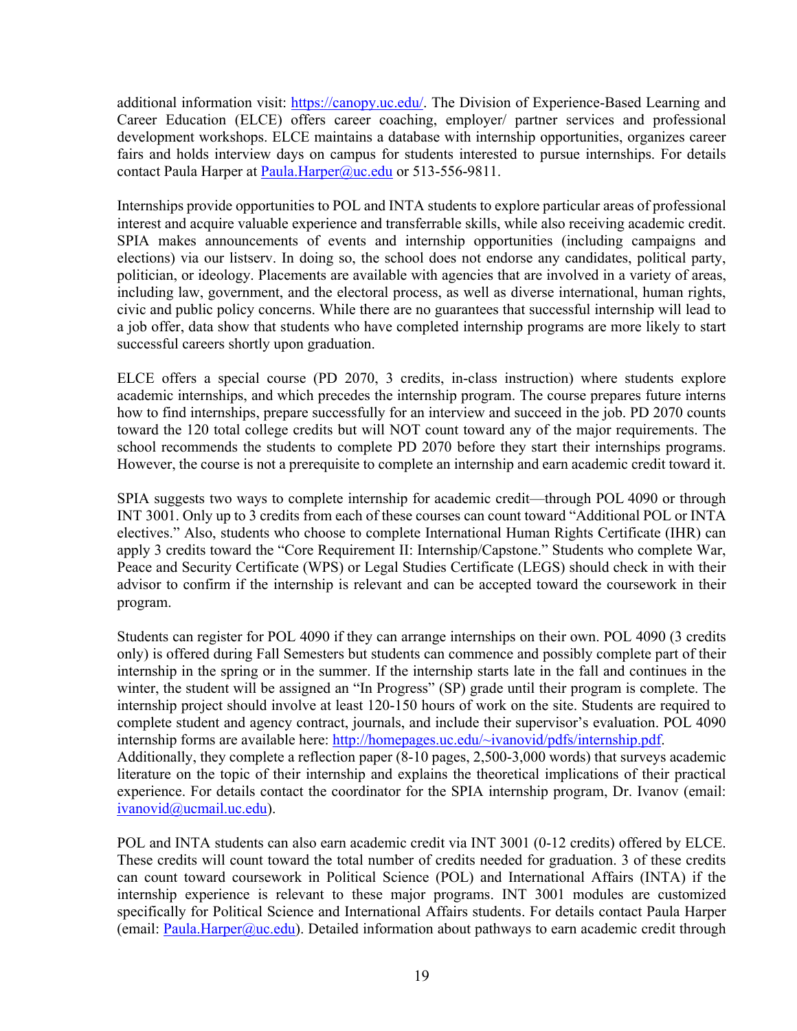additional information visit: https://canopy.uc.edu/. The Division of Experience-Based Learning and Career Education (ELCE) offers career coaching, employer/ partner services and professional development workshops. ELCE maintains a database with internship opportunities, organizes career fairs and holds interview days on campus for students interested to pursue internships. For details contact Paula Harper at Paula.Harper@uc.edu or 513-556-9811.

Internships provide opportunities to POL and INTA students to explore particular areas of professional interest and acquire valuable experience and transferrable skills, while also receiving academic credit. SPIA makes announcements of events and internship opportunities (including campaigns and elections) via our listserv. In doing so, the school does not endorse any candidates, political party, politician, or ideology. Placements are available with agencies that are involved in a variety of areas, including law, government, and the electoral process, as well as diverse international, human rights, civic and public policy concerns. While there are no guarantees that successful internship will lead to a job offer, data show that students who have completed internship programs are more likely to start successful careers shortly upon graduation.

ELCE offers a special course (PD 2070, 3 credits, in-class instruction) where students explore academic internships, and which precedes the internship program. The course prepares future interns how to find internships, prepare successfully for an interview and succeed in the job. PD 2070 counts toward the 120 total college credits but will NOT count toward any of the major requirements. The school recommends the students to complete PD 2070 before they start their internships programs. However, the course is not a prerequisite to complete an internship and earn academic credit toward it.

SPIA suggests two ways to complete internship for academic credit—through POL 4090 or through INT 3001. Only up to 3 credits from each of these courses can count toward "Additional POL or INTA electives." Also, students who choose to complete International Human Rights Certificate (IHR) can apply 3 credits toward the "Core Requirement II: Internship/Capstone." Students who complete War, Peace and Security Certificate (WPS) or Legal Studies Certificate (LEGS) should check in with their advisor to confirm if the internship is relevant and can be accepted toward the coursework in their program.

Students can register for POL 4090 if they can arrange internships on their own. POL 4090 (3 credits only) is offered during Fall Semesters but students can commence and possibly complete part of their internship in the spring or in the summer. If the internship starts late in the fall and continues in the winter, the student will be assigned an "In Progress" (SP) grade until their program is complete. The internship project should involve at least 120-150 hours of work on the site. Students are required to complete student and agency contract, journals, and include their supervisor's evaluation. POL 4090 internship forms are available here: http://homepages.uc.edu/~ivanovid/pdfs/internship.pdf.
Additionally, they complete a reflection paper (8-10 pages, 2,500-3,000 words) that surveys academic literature on the topic of their internship and explains the theoretical implications of their practical experience. For details contact the coordinator for the SPIA internship program, Dr. Ivanov (email: ivanovid@ucmail.uc.edu).

POL and INTA students can also earn academic credit via INT 3001 (0-12 credits) offered by ELCE. These credits will count toward the total number of credits needed for graduation. 3 of these credits can count toward coursework in Political Science (POL) and International Affairs (INTA) if the internship experience is relevant to these major programs. INT 3001 modules are customized specifically for Political Science and International Affairs students. For details contact Paula Harper (email: Paula.Harper@uc.edu). Detailed information about pathways to earn academic credit through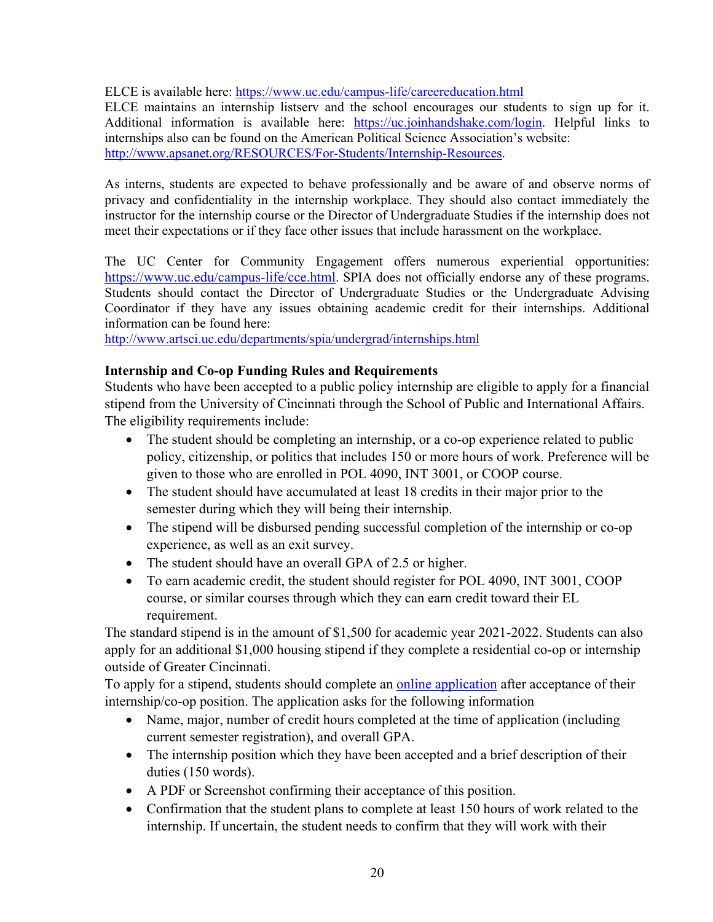ELCE is available here: https://www.uc.edu/campus-life/careereducation.html
ELCE maintains an internship listserv and the school encourages our students to sign up for it. Additional information is available here: https://uc.joinhandshake.com/login. Helpful links to internships also can be found on the American Political Science Association's website: http://www.apsanet.org/RESOURCES/For-Students/Internship-Resources.

As interns, students are expected to behave professionally and be aware of and observe norms of privacy and confidentiality in the internship workplace. They should also contact immediately the instructor for the internship course or the Director of Undergraduate Studies if the internship does not meet their expectations or if they face other issues that include harassment on the workplace.

The UC Center for Community Engagement offers numerous experiential opportunities: https://www.uc.edu/campus-life/cce.html. SPIA does not officially endorse any of these programs. Students should contact the Director of Undergraduate Studies or the Undergraduate Advising Coordinator if they have any issues obtaining academic credit for their internships. Additional information can be found here:
http://www.artsci.uc.edu/departments/spia/undergrad/internships.html

**Internship and Co-op Funding Rules and Requirements**

Students who have been accepted to a public policy internship are eligible to apply for a financial stipend from the University of Cincinnati through the School of Public and International Affairs. The eligibility requirements include:

- The student should be completing an internship, or a co-op experience related to public policy, citizenship, or politics that includes 150 or more hours of work. Preference will be given to those who are enrolled in POL 4090, INT 3001, or COOP course.
- The student should have accumulated at least 18 credits in their major prior to the semester during which they will being their internship.
- The stipend will be disbursed pending successful completion of the internship or co-op experience, as well as an exit survey.
- The student should have an overall GPA of 2.5 or higher.
- To earn academic credit, the student should register for POL 4090, INT 3001, COOP course, or similar courses through which they can earn credit toward their EL requirement.

The standard stipend is in the amount of $1,500 for academic year 2021-2022. Students can also apply for an additional $1,000 housing stipend if they complete a residential co-op or internship outside of Greater Cincinnati.

To apply for a stipend, students should complete an online application after acceptance of their internship/co-op position. The application asks for the following information

- Name, major, number of credit hours completed at the time of application (including current semester registration), and overall GPA.
- The internship position which they have been accepted and a brief description of their duties (150 words).
- A PDF or Screenshot confirming their acceptance of this position.
- Confirmation that the student plans to complete at least 150 hours of work related to the internship. If uncertain, the student needs to confirm that they will work with their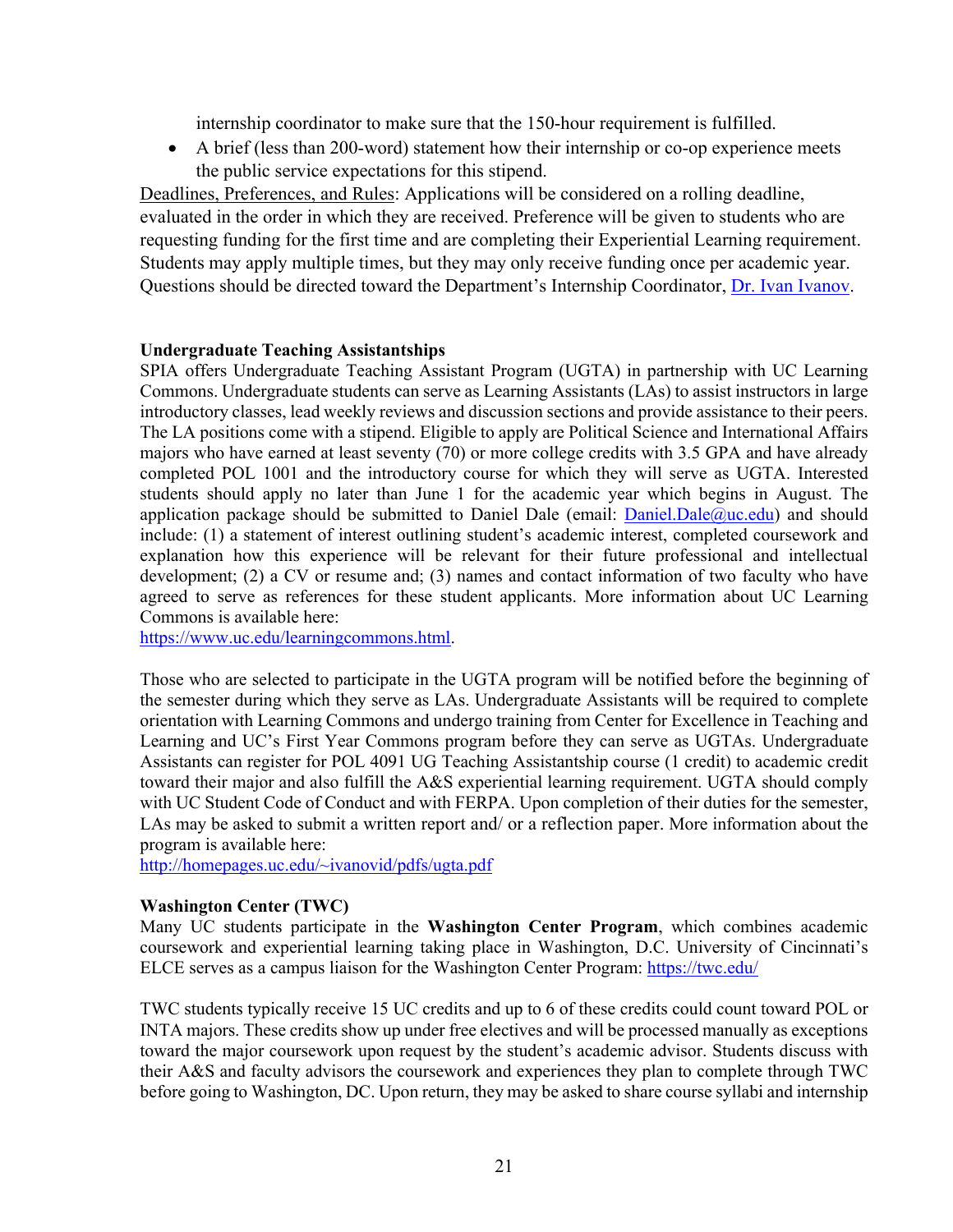internship coordinator to make sure that the 150-hour requirement is fulfilled.

- A brief (less than 200-word) statement how their internship or co-op experience meets the public service expectations for this stipend.

Deadlines, Preferences, and Rules: Applications will be considered on a rolling deadline, evaluated in the order in which they are received. Preference will be given to students who are requesting funding for the first time and are completing their Experiential Learning requirement. Students may apply multiple times, but they may only receive funding once per academic year. Questions should be directed toward the Department's Internship Coordinator, [Dr. Ivan Ivanov](#).

**Undergraduate Teaching Assistantships**

SPIA offers Undergraduate Teaching Assistant Program (UGTA) in partnership with UC Learning Commons. Undergraduate students can serve as Learning Assistants (LAs) to assist instructors in large introductory classes, lead weekly reviews and discussion sections and provide assistance to their peers. The LA positions come with a stipend. Eligible to apply are Political Science and International Affairs majors who have earned at least seventy (70) or more college credits with 3.5 GPA and have already completed POL 1001 and the introductory course for which they will serve as UGTA. Interested students should apply no later than June 1 for the academic year which begins in August. The application package should be submitted to Daniel Dale (email: Daniel.Dale@uc.edu) and should include: (1) a statement of interest outlining student's academic interest, completed coursework and explanation how this experience will be relevant for their future professional and intellectual development; (2) a CV or resume and; (3) names and contact information of two faculty who have agreed to serve as references for these student applicants. More information about UC Learning Commons is available here:
https://www.uc.edu/learningcommons.html.

Those who are selected to participate in the UGTA program will be notified before the beginning of the semester during which they serve as LAs. Undergraduate Assistants will be required to complete orientation with Learning Commons and undergo training from Center for Excellence in Teaching and Learning and UC's First Year Commons program before they can serve as UGTAs. Undergraduate Assistants can register for POL 4091 UG Teaching Assistantship course (1 credit) to academic credit toward their major and also fulfill the A&S experiential learning requirement. UGTA should comply with UC Student Code of Conduct and with FERPA. Upon completion of their duties for the semester, LAs may be asked to submit a written report and/ or a reflection paper. More information about the program is available here:
http://homepages.uc.edu/~ivanovid/pdfs/ugta.pdf

**Washington Center (TWC)**

Many UC students participate in the **Washington Center Program**, which combines academic coursework and experiential learning taking place in Washington, D.C. University of Cincinnati's ELCE serves as a campus liaison for the Washington Center Program: https://twc.edu/

TWC students typically receive 15 UC credits and up to 6 of these credits could count toward POL or INTA majors. These credits show up under free electives and will be processed manually as exceptions toward the major coursework upon request by the student's academic advisor. Students discuss with their A&S and faculty advisors the coursework and experiences they plan to complete through TWC before going to Washington, DC. Upon return, they may be asked to share course syllabi and internship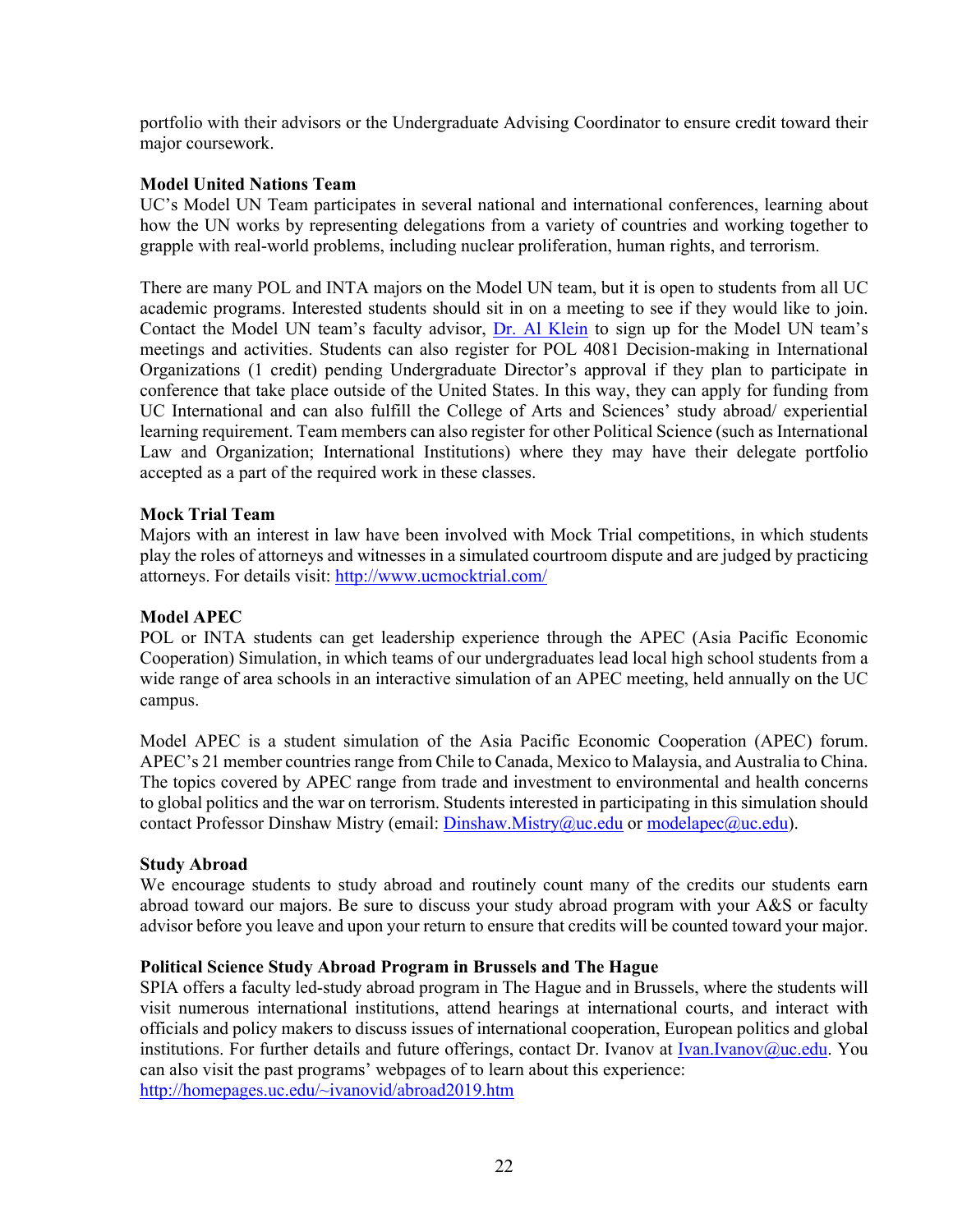portfolio with their advisors or the Undergraduate Advising Coordinator to ensure credit toward their major coursework.

**Model United Nations Team**

UC's Model UN Team participates in several national and international conferences, learning about how the UN works by representing delegations from a variety of countries and working together to grapple with real-world problems, including nuclear proliferation, human rights, and terrorism.

There are many POL and INTA majors on the Model UN team, but it is open to students from all UC academic programs. Interested students should sit in on a meeting to see if they would like to join. Contact the Model UN team's faculty advisor, Dr. Al Klein to sign up for the Model UN team's meetings and activities. Students can also register for POL 4081 Decision-making in International Organizations (1 credit) pending Undergraduate Director's approval if they plan to participate in conference that take place outside of the United States. In this way, they can apply for funding from UC International and can also fulfill the College of Arts and Sciences' study abroad/ experiential learning requirement. Team members can also register for other Political Science (such as International Law and Organization; International Institutions) where they may have their delegate portfolio accepted as a part of the required work in these classes.

**Mock Trial Team**

Majors with an interest in law have been involved with Mock Trial competitions, in which students play the roles of attorneys and witnesses in a simulated courtroom dispute and are judged by practicing attorneys. For details visit: http://www.ucmocktrial.com/

**Model APEC**

POL or INTA students can get leadership experience through the APEC (Asia Pacific Economic Cooperation) Simulation, in which teams of our undergraduates lead local high school students from a wide range of area schools in an interactive simulation of an APEC meeting, held annually on the UC campus.

Model APEC is a student simulation of the Asia Pacific Economic Cooperation (APEC) forum. APEC's 21 member countries range from Chile to Canada, Mexico to Malaysia, and Australia to China. The topics covered by APEC range from trade and investment to environmental and health concerns to global politics and the war on terrorism. Students interested in participating in this simulation should contact Professor Dinshaw Mistry (email: Dinshaw.Mistry@uc.edu or modelapec@uc.edu).

**Study Abroad**

We encourage students to study abroad and routinely count many of the credits our students earn abroad toward our majors. Be sure to discuss your study abroad program with your A&S or faculty advisor before you leave and upon your return to ensure that credits will be counted toward your major.

**Political Science Study Abroad Program in Brussels and The Hague**

SPIA offers a faculty led-study abroad program in The Hague and in Brussels, where the students will visit numerous international institutions, attend hearings at international courts, and interact with officials and policy makers to discuss issues of international cooperation, European politics and global institutions. For further details and future offerings, contact Dr. Ivanov at Ivan.Ivanov@uc.edu. You can also visit the past programs' webpages of to learn about this experience: http://homepages.uc.edu/~ivanovid/abroad2019.htm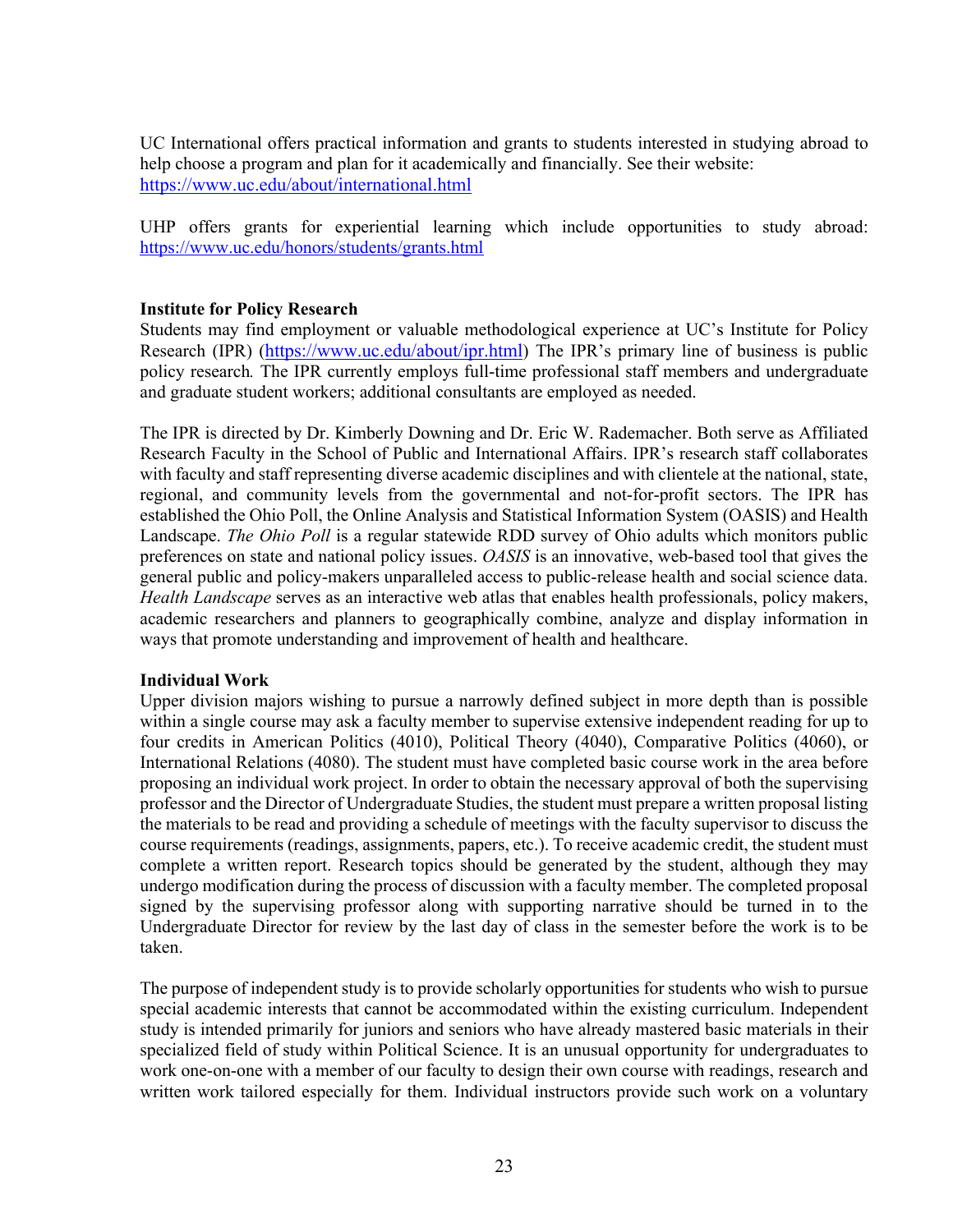UC International offers practical information and grants to students interested in studying abroad to help choose a program and plan for it academically and financially. See their website: https://www.uc.edu/about/international.html

UHP offers grants for experiential learning which include opportunities to study abroad: https://www.uc.edu/honors/students/grants.html

**Institute for Policy Research**

Students may find employment or valuable methodological experience at UC's Institute for Policy Research (IPR) (https://www.uc.edu/about/ipr.html) The IPR's primary line of business is public policy research*.* The IPR currently employs full-time professional staff members and undergraduate and graduate student workers; additional consultants are employed as needed.

The IPR is directed by Dr. Kimberly Downing and Dr. Eric W. Rademacher. Both serve as Affiliated Research Faculty in the School of Public and International Affairs. IPR's research staff collaborates with faculty and staff representing diverse academic disciplines and with clientele at the national, state, regional, and community levels from the governmental and not-for-profit sectors. The IPR has established the Ohio Poll, the Online Analysis and Statistical Information System (OASIS) and Health Landscape. *The Ohio Poll* is a regular statewide RDD survey of Ohio adults which monitors public preferences on state and national policy issues. *OASIS* is an innovative, web-based tool that gives the general public and policy-makers unparalleled access to public-release health and social science data. *Health Landscape* serves as an interactive web atlas that enables health professionals, policy makers, academic researchers and planners to geographically combine, analyze and display information in ways that promote understanding and improvement of health and healthcare.

**Individual Work**

Upper division majors wishing to pursue a narrowly defined subject in more depth than is possible within a single course may ask a faculty member to supervise extensive independent reading for up to four credits in American Politics (4010), Political Theory (4040), Comparative Politics (4060), or International Relations (4080). The student must have completed basic course work in the area before proposing an individual work project. In order to obtain the necessary approval of both the supervising professor and the Director of Undergraduate Studies, the student must prepare a written proposal listing the materials to be read and providing a schedule of meetings with the faculty supervisor to discuss the course requirements (readings, assignments, papers, etc.). To receive academic credit, the student must complete a written report. Research topics should be generated by the student, although they may undergo modification during the process of discussion with a faculty member. The completed proposal signed by the supervising professor along with supporting narrative should be turned in to the Undergraduate Director for review by the last day of class in the semester before the work is to be taken.

The purpose of independent study is to provide scholarly opportunities for students who wish to pursue special academic interests that cannot be accommodated within the existing curriculum. Independent study is intended primarily for juniors and seniors who have already mastered basic materials in their specialized field of study within Political Science. It is an unusual opportunity for undergraduates to work one-on-one with a member of our faculty to design their own course with readings, research and written work tailored especially for them. Individual instructors provide such work on a voluntary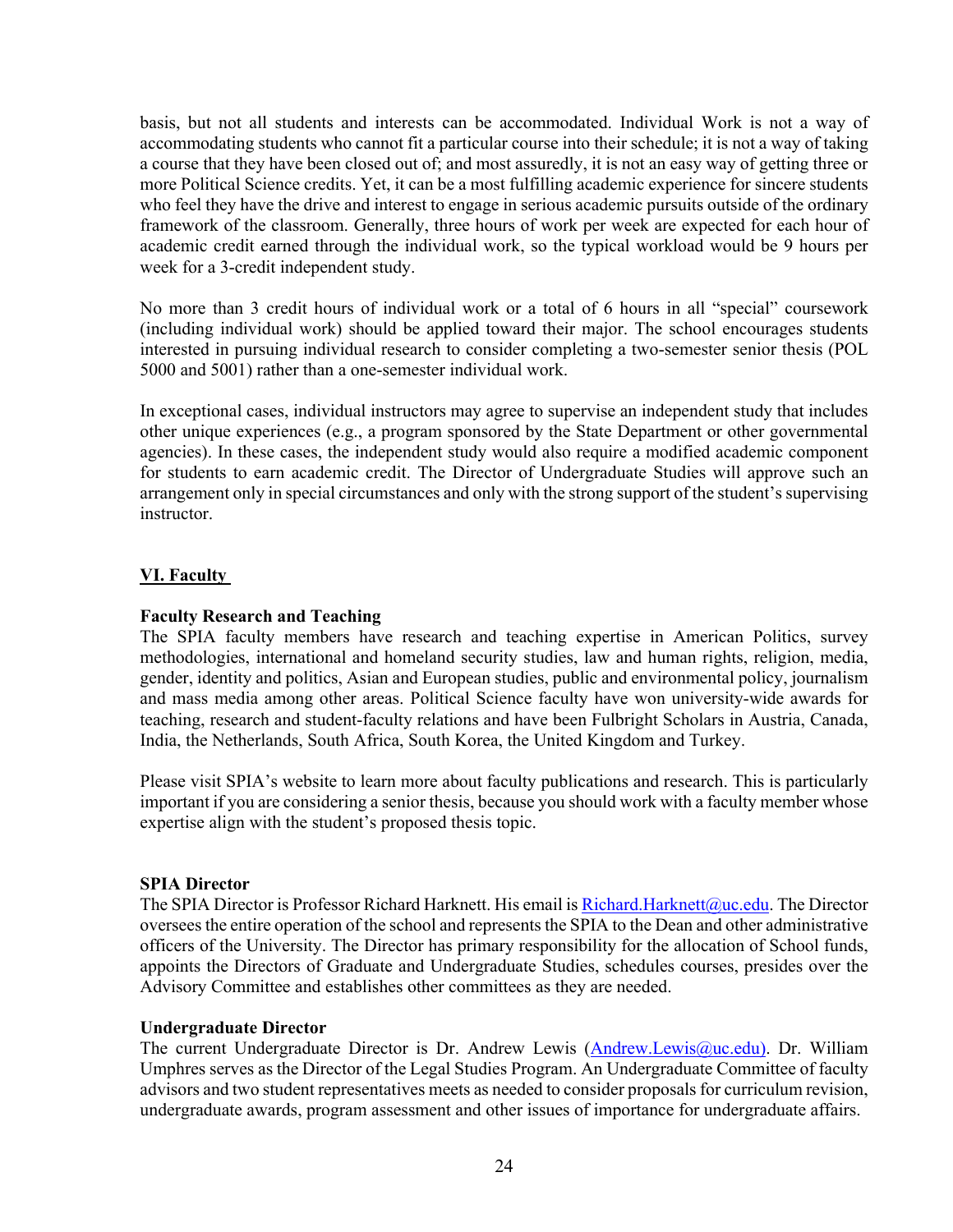basis, but not all students and interests can be accommodated. Individual Work is not a way of accommodating students who cannot fit a particular course into their schedule; it is not a way of taking a course that they have been closed out of; and most assuredly, it is not an easy way of getting three or more Political Science credits. Yet, it can be a most fulfilling academic experience for sincere students who feel they have the drive and interest to engage in serious academic pursuits outside of the ordinary framework of the classroom. Generally, three hours of work per week are expected for each hour of academic credit earned through the individual work, so the typical workload would be 9 hours per week for a 3-credit independent study.

No more than 3 credit hours of individual work or a total of 6 hours in all "special" coursework (including individual work) should be applied toward their major. The school encourages students interested in pursuing individual research to consider completing a two-semester senior thesis (POL 5000 and 5001) rather than a one-semester individual work.

In exceptional cases, individual instructors may agree to supervise an independent study that includes other unique experiences (e.g., a program sponsored by the State Department or other governmental agencies). In these cases, the independent study would also require a modified academic component for students to earn academic credit. The Director of Undergraduate Studies will approve such an arrangement only in special circumstances and only with the strong support of the student's supervising instructor.

## VI. Faculty

**Faculty Research and Teaching**

The SPIA faculty members have research and teaching expertise in American Politics, survey methodologies, international and homeland security studies, law and human rights, religion, media, gender, identity and politics, Asian and European studies, public and environmental policy, journalism and mass media among other areas. Political Science faculty have won university-wide awards for teaching, research and student-faculty relations and have been Fulbright Scholars in Austria, Canada, India, the Netherlands, South Africa, South Korea, the United Kingdom and Turkey.

Please visit SPIA's website to learn more about faculty publications and research. This is particularly important if you are considering a senior thesis, because you should work with a faculty member whose expertise align with the student's proposed thesis topic.

**SPIA Director**

The SPIA Director is Professor Richard Harknett. His email is Richard.Harknett@uc.edu. The Director oversees the entire operation of the school and represents the SPIA to the Dean and other administrative officers of the University. The Director has primary responsibility for the allocation of School funds, appoints the Directors of Graduate and Undergraduate Studies, schedules courses, presides over the Advisory Committee and establishes other committees as they are needed.

**Undergraduate Director**

The current Undergraduate Director is Dr. Andrew Lewis (Andrew.Lewis@uc.edu). Dr. William Umphres serves as the Director of the Legal Studies Program. An Undergraduate Committee of faculty advisors and two student representatives meets as needed to consider proposals for curriculum revision, undergraduate awards, program assessment and other issues of importance for undergraduate affairs.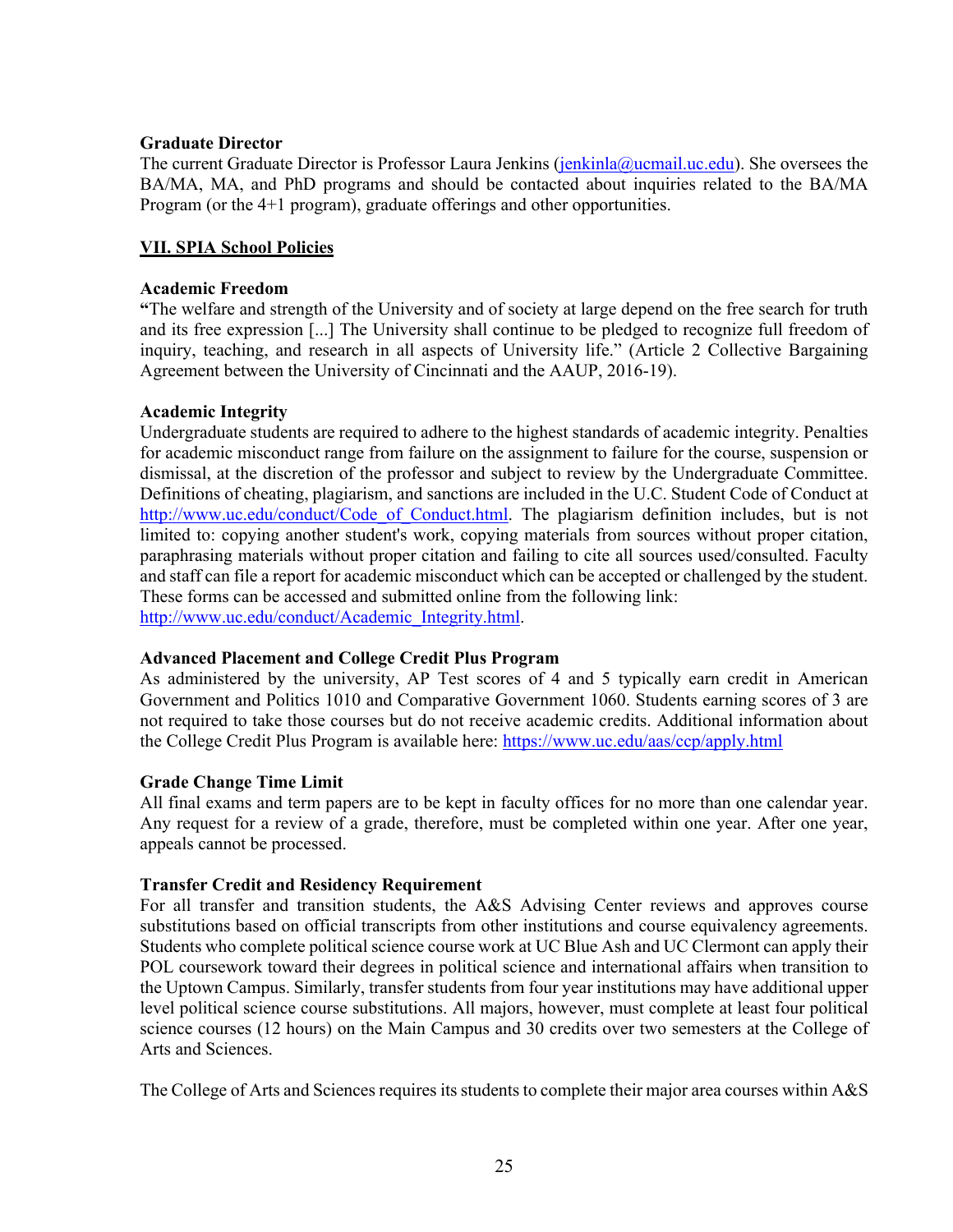**Graduate Director**

The current Graduate Director is Professor Laura Jenkins (jenkinla@ucmail.uc.edu). She oversees the BA/MA, MA, and PhD programs and should be contacted about inquiries related to the BA/MA Program (or the 4+1 program), graduate offerings and other opportunities.

## VII. SPIA School Policies

**Academic Freedom**

**"**The welfare and strength of the University and of society at large depend on the free search for truth and its free expression [...] The University shall continue to be pledged to recognize full freedom of inquiry, teaching, and research in all aspects of University life." (Article 2 Collective Bargaining Agreement between the University of Cincinnati and the AAUP, 2016-19).

**Academic Integrity**

Undergraduate students are required to adhere to the highest standards of academic integrity. Penalties for academic misconduct range from failure on the assignment to failure for the course, suspension or dismissal, at the discretion of the professor and subject to review by the Undergraduate Committee. Definitions of cheating, plagiarism, and sanctions are included in the U.C. Student Code of Conduct at http://www.uc.edu/conduct/Code_of_Conduct.html. The plagiarism definition includes, but is not limited to: copying another student's work, copying materials from sources without proper citation, paraphrasing materials without proper citation and failing to cite all sources used/consulted. Faculty and staff can file a report for academic misconduct which can be accepted or challenged by the student. These forms can be accessed and submitted online from the following link: http://www.uc.edu/conduct/Academic_Integrity.html.

**Advanced Placement and College Credit Plus Program**

As administered by the university, AP Test scores of 4 and 5 typically earn credit in American Government and Politics 1010 and Comparative Government 1060. Students earning scores of 3 are not required to take those courses but do not receive academic credits. Additional information about the College Credit Plus Program is available here: https://www.uc.edu/aas/ccp/apply.html

**Grade Change Time Limit**

All final exams and term papers are to be kept in faculty offices for no more than one calendar year. Any request for a review of a grade, therefore, must be completed within one year. After one year, appeals cannot be processed.

**Transfer Credit and Residency Requirement**

For all transfer and transition students, the A&S Advising Center reviews and approves course substitutions based on official transcripts from other institutions and course equivalency agreements. Students who complete political science course work at UC Blue Ash and UC Clermont can apply their POL coursework toward their degrees in political science and international affairs when transition to the Uptown Campus. Similarly, transfer students from four year institutions may have additional upper level political science course substitutions. All majors, however, must complete at least four political science courses (12 hours) on the Main Campus and 30 credits over two semesters at the College of Arts and Sciences.

The College of Arts and Sciences requires its students to complete their major area courses within A&S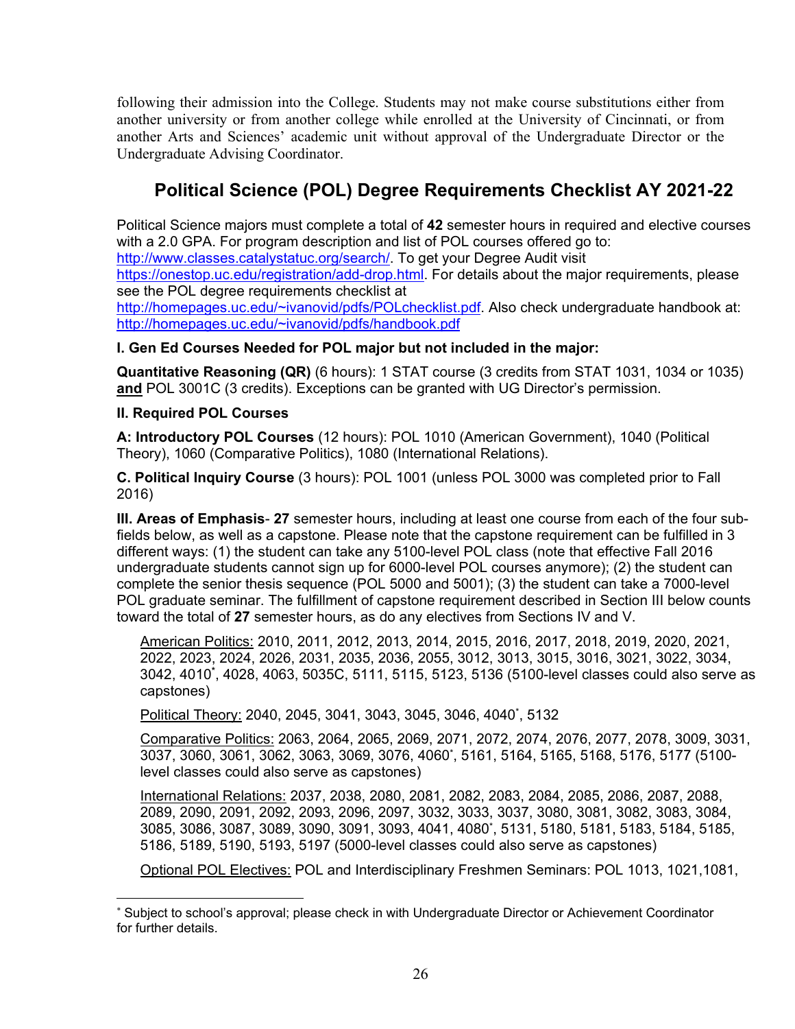following their admission into the College. Students may not make course substitutions either from another university or from another college while enrolled at the University of Cincinnati, or from another Arts and Sciences' academic unit without approval of the Undergraduate Director or the Undergraduate Advising Coordinator.

## Political Science (POL) Degree Requirements Checklist AY 2021-22

Political Science majors must complete a total of **42** semester hours in required and elective courses with a 2.0 GPA. For program description and list of POL courses offered go to: http://www.classes.catalystatuc.org/search/. To get your Degree Audit visit https://onestop.uc.edu/registration/add-drop.html. For details about the major requirements, please see the POL degree requirements checklist at http://homepages.uc.edu/~ivanovid/pdfs/POLchecklist.pdf. Also check undergraduate handbook at: http://homepages.uc.edu/~ivanovid/pdfs/handbook.pdf

**I. Gen Ed Courses Needed for POL major but not included in the major:**

**Quantitative Reasoning (QR)** (6 hours): 1 STAT course (3 credits from STAT 1031, 1034 or 1035) **and** POL 3001C (3 credits). Exceptions can be granted with UG Director's permission.

**II. Required POL Courses**

**A: Introductory POL Courses** (12 hours): POL 1010 (American Government), 1040 (Political Theory), 1060 (Comparative Politics), 1080 (International Relations).

**C. Political Inquiry Course** (3 hours): POL 1001 (unless POL 3000 was completed prior to Fall 2016)

**III. Areas of Emphasis**- **27** semester hours, including at least one course from each of the four sub-fields below, as well as a capstone. Please note that the capstone requirement can be fulfilled in 3 different ways: (1) the student can take any 5100-level POL class (note that effective Fall 2016 undergraduate students cannot sign up for 6000-level POL courses anymore); (2) the student can complete the senior thesis sequence (POL 5000 and 5001); (3) the student can take a 7000-level POL graduate seminar. The fulfillment of capstone requirement described in Section III below counts toward the total of **27** semester hours, as do any electives from Sections IV and V.

American Politics: 2010, 2011, 2012, 2013, 2014, 2015, 2016, 2017, 2018, 2019, 2020, 2021, 2022, 2023, 2024, 2026, 2031, 2035, 2036, 2055, 3012, 3013, 3015, 3016, 3021, 3022, 3034, 3042, 4010*, 4028, 4063, 5035C, 5111, 5115, 5123, 5136 (5100-level classes could also serve as capstones)

Political Theory: 2040, 2045, 3041, 3043, 3045, 3046, 4040*, 5132

Comparative Politics: 2063, 2064, 2065, 2069, 2071, 2072, 2074, 2076, 2077, 2078, 3009, 3031, 3037, 3060, 3061, 3062, 3063, 3069, 3076, 4060*, 5161, 5164, 5165, 5168, 5176, 5177 (5100-level classes could also serve as capstones)

International Relations: 2037, 2038, 2080, 2081, 2082, 2083, 2084, 2085, 2086, 2087, 2088, 2089, 2090, 2091, 2092, 2093, 2096, 2097, 3032, 3033, 3037, 3080, 3081, 3082, 3083, 3084, 3085, 3086, 3087, 3089, 3090, 3091, 3093, 4041, 4080*, 5131, 5180, 5181, 5183, 5184, 5185, 5186, 5189, 5190, 5193, 5197 (5000-level classes could also serve as capstones)

Optional POL Electives: POL and Interdisciplinary Freshmen Seminars: POL 1013, 1021,1081,

---

* Subject to school's approval; please check in with Undergraduate Director or Achievement Coordinator for further details.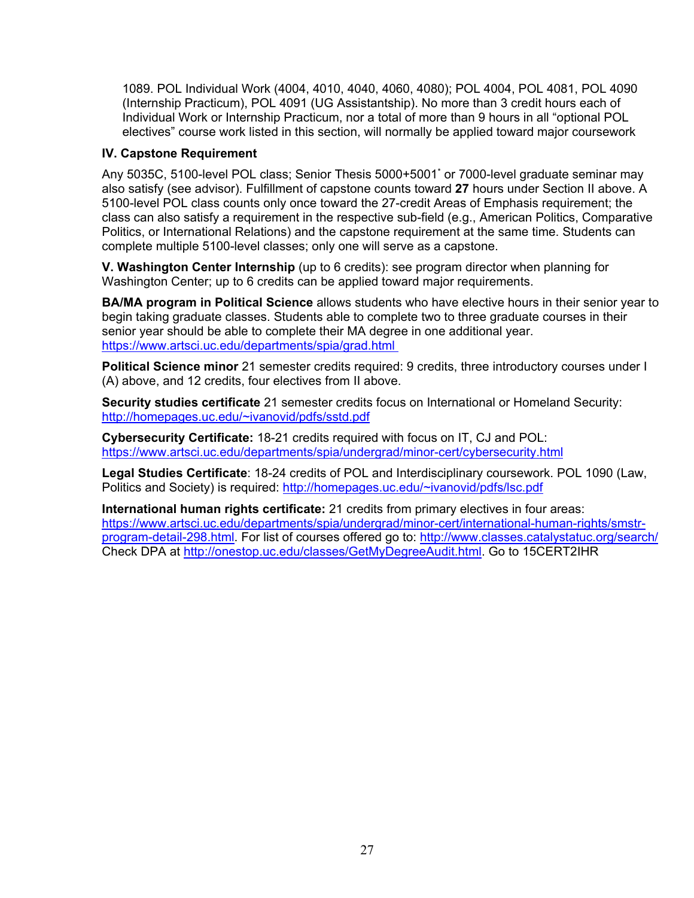1089. POL Individual Work (4004, 4010, 4040, 4060, 4080); POL 4004, POL 4081, POL 4090 (Internship Practicum), POL 4091 (UG Assistantship). No more than 3 credit hours each of Individual Work or Internship Practicum, nor a total of more than 9 hours in all "optional POL electives" course work listed in this section, will normally be applied toward major coursework

**IV. Capstone Requirement**

Any 5035C, 5100-level POL class; Senior Thesis 5000+5001* or 7000-level graduate seminar may also satisfy (see advisor). Fulfillment of capstone counts toward **27** hours under Section II above. A 5100-level POL class counts only once toward the 27-credit Areas of Emphasis requirement; the class can also satisfy a requirement in the respective sub-field (e.g., American Politics, Comparative Politics, or International Relations) and the capstone requirement at the same time. Students can complete multiple 5100-level classes; only one will serve as a capstone.

**V. Washington Center Internship** (up to 6 credits): see program director when planning for Washington Center; up to 6 credits can be applied toward major requirements.

**BA/MA program in Political Science** allows students who have elective hours in their senior year to begin taking graduate classes. Students able to complete two to three graduate courses in their senior year should be able to complete their MA degree in one additional year. https://www.artsci.uc.edu/departments/spia/grad.html

**Political Science minor** 21 semester credits required: 9 credits, three introductory courses under I (A) above, and 12 credits, four electives from II above.

**Security studies certificate** 21 semester credits focus on International or Homeland Security: http://homepages.uc.edu/~ivanovid/pdfs/sstd.pdf

**Cybersecurity Certificate:** 18-21 credits required with focus on IT, CJ and POL: https://www.artsci.uc.edu/departments/spia/undergrad/minor-cert/cybersecurity.html

**Legal Studies Certificate**: 18-24 credits of POL and Interdisciplinary coursework. POL 1090 (Law, Politics and Society) is required: http://homepages.uc.edu/~ivanovid/pdfs/lsc.pdf

**International human rights certificate:** 21 credits from primary electives in four areas: https://www.artsci.uc.edu/departments/spia/undergrad/minor-cert/international-human-rights/smstr-program-detail-298.html. For list of courses offered go to: http://www.classes.catalystatuc.org/search/ Check DPA at http://onestop.uc.edu/classes/GetMyDegreeAudit.html. Go to 15CERT2IHR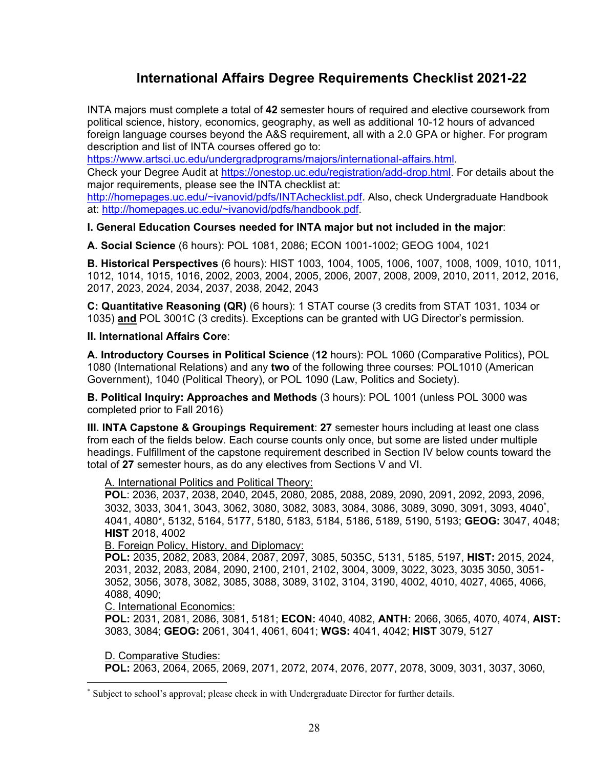# International Affairs Degree Requirements Checklist 2021-22

INTA majors must complete a total of **42** semester hours of required and elective coursework from political science, history, economics, geography, as well as additional 10-12 hours of advanced foreign language courses beyond the A&S requirement, all with a 2.0 GPA or higher. For program description and list of INTA courses offered go to: https://www.artsci.uc.edu/undergradprograms/majors/international-affairs.html.
Check your Degree Audit at https://onestop.uc.edu/registration/add-drop.html. For details about the major requirements, please see the INTA checklist at: http://homepages.uc.edu/~ivanovid/pdfs/INTAchecklist.pdf. Also, check Undergraduate Handbook at: http://homepages.uc.edu/~ivanovid/pdfs/handbook.pdf.

**I. General Education Courses needed for INTA major but not included in the major**:

**A. Social Science** (6 hours): POL 1081, 2086; ECON 1001-1002; GEOG 1004, 1021

**B. Historical Perspectives** (6 hours): HIST 1003, 1004, 1005, 1006, 1007, 1008, 1009, 1010, 1011, 1012, 1014, 1015, 1016, 2002, 2003, 2004, 2005, 2006, 2007, 2008, 2009, 2010, 2011, 2012, 2016, 2017, 2023, 2024, 2034, 2037, 2038, 2042, 2043

**C: Quantitative Reasoning (QR)** (6 hours): 1 STAT course (3 credits from STAT 1031, 1034 or 1035) **and** POL 3001C (3 credits). Exceptions can be granted with UG Director's permission.

**II. International Affairs Core**:

**A. Introductory Courses in Political Science** (**12** hours): POL 1060 (Comparative Politics), POL 1080 (International Relations) and any **two** of the following three courses: POL1010 (American Government), 1040 (Political Theory), or POL 1090 (Law, Politics and Society).

**B. Political Inquiry: Approaches and Methods** (3 hours): POL 1001 (unless POL 3000 was completed prior to Fall 2016)

**III. INTA Capstone & Groupings Requirement**: **27** semester hours including at least one class from each of the fields below. Each course counts only once, but some are listed under multiple headings. Fulfillment of the capstone requirement described in Section IV below counts toward the total of **27** semester hours, as do any electives from Sections V and VI.

A. International Politics and Political Theory:
**POL**: 2036, 2037, 2038, 2040, 2045, 2080, 2085, 2088, 2089, 2090, 2091, 2092, 2093, 2096, 3032, 3033, 3041, 3043, 3062, 3080, 3082, 3083, 3084, 3086, 3089, 3090, 3091, 3093, 4040*, 4041, 4080*, 5132, 5164, 5177, 5180, 5183, 5184, 5186, 5189, 5190, 5193; **GEOG:** 3047, 4048; **HIST** 2018, 4002

B. Foreign Policy, History, and Diplomacy:
**POL:** 2035, 2082, 2083, 2084, 2087, 2097, 3085, 5035C, 5131, 5185, 5197, **HIST:** 2015, 2024, 2031, 2032, 2083, 2084, 2090, 2100, 2101, 2102, 3004, 3009, 3022, 3023, 3035 3050, 3051-3052, 3056, 3078, 3082, 3085, 3088, 3089, 3102, 3104, 3190, 4002, 4010, 4027, 4065, 4066, 4088, 4090;

C. International Economics:
**POL:** 2031, 2081, 2086, 3081, 5181; **ECON:** 4040, 4082, **ANTH:** 2066, 3065, 4070, 4074, **AIST:** 3083, 3084; **GEOG:** 2061, 3041, 4061, 6041; **WGS:** 4041, 4042; **HIST** 3079, 5127

D. Comparative Studies:
**POL:** 2063, 2064, 2065, 2069, 2071, 2072, 2074, 2076, 2077, 2078, 3009, 3031, 3037, 3060,

---

* Subject to school's approval; please check in with Undergraduate Director for further details.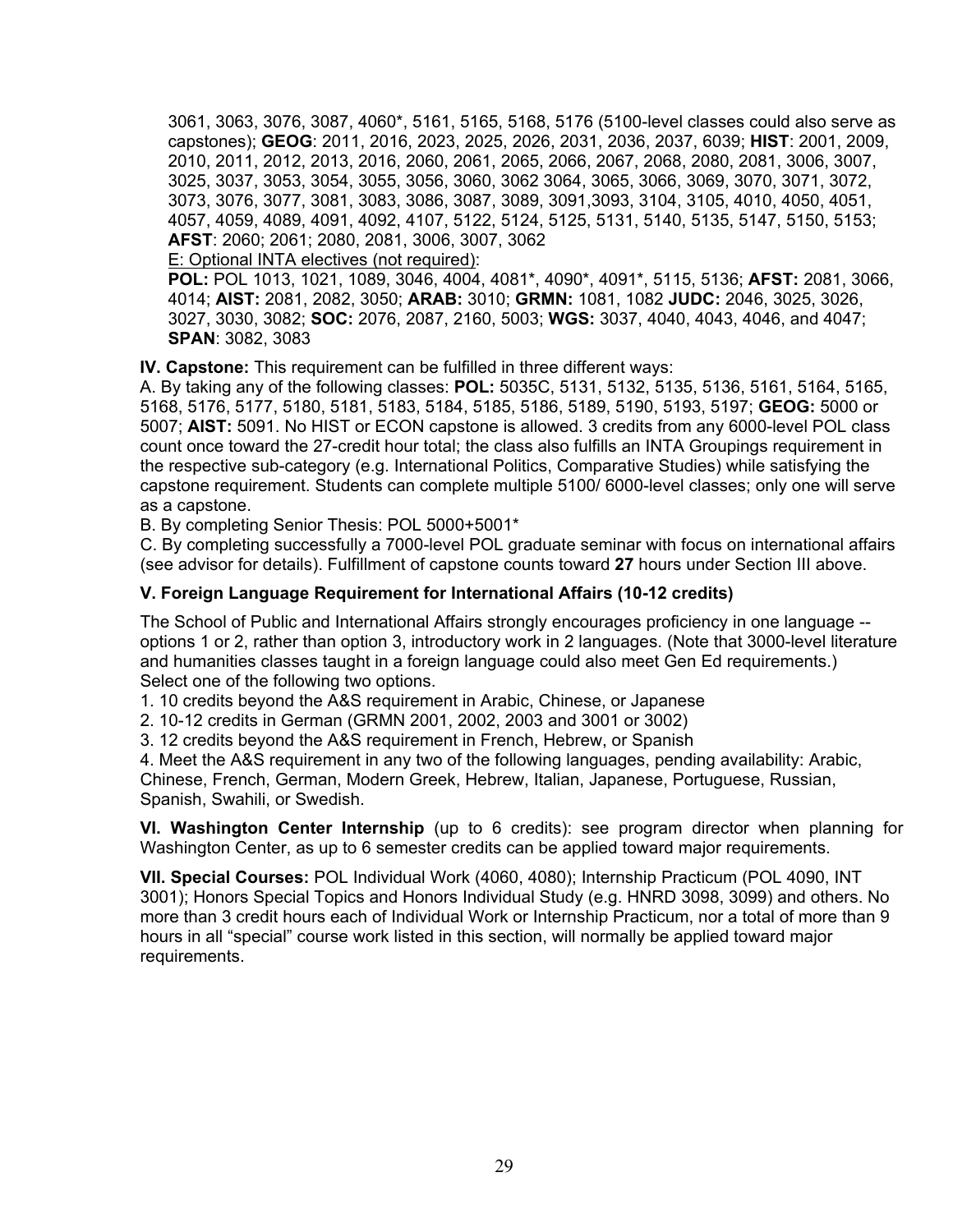3061, 3063, 3076, 3087, 4060*, 5161, 5165, 5168, 5176 (5100-level classes could also serve as capstones); **GEOG**: 2011, 2016, 2023, 2025, 2026, 2031, 2036, 2037, 6039; **HIST**: 2001, 2009, 2010, 2011, 2012, 2013, 2016, 2060, 2061, 2065, 2066, 2067, 2068, 2080, 2081, 3006, 3007, 3025, 3037, 3053, 3054, 3055, 3056, 3060, 3062 3064, 3065, 3066, 3069, 3070, 3071, 3072, 3073, 3076, 3077, 3081, 3083, 3086, 3087, 3089, 3091,3093, 3104, 3105, 4010, 4050, 4051, 4057, 4059, 4089, 4091, 4092, 4107, 5122, 5124, 5125, 5131, 5140, 5135, 5147, 5150, 5153; **AFST**: 2060; 2061; 2080, 2081, 3006, 3007, 3062

<u>E: Optional INTA electives (not required)</u>:

**POL:** POL 1013, 1021, 1089, 3046, 4004, 4081*, 4090*, 4091*, 5115, 5136; **AFST:** 2081, 3066, 4014; **AIST:** 2081, 2082, 3050; **ARAB:** 3010; **GRMN:** 1081, 1082 **JUDC:** 2046, 3025, 3026, 3027, 3030, 3082; **SOC:** 2076, 2087, 2160, 5003; **WGS:** 3037, 4040, 4043, 4046, and 4047; **SPAN**: 3082, 3083

**IV. Capstone:** This requirement can be fulfilled in three different ways:
A. By taking any of the following classes: **POL:** 5035C, 5131, 5132, 5135, 5136, 5161, 5164, 5165, 5168, 5176, 5177, 5180, 5181, 5183, 5184, 5185, 5186, 5189, 5190, 5193, 5197; **GEOG:** 5000 or 5007; **AIST:** 5091. No HIST or ECON capstone is allowed. 3 credits from any 6000-level POL class count once toward the 27-credit hour total; the class also fulfills an INTA Groupings requirement in the respective sub-category (e.g. International Politics, Comparative Studies) while satisfying the capstone requirement. Students can complete multiple 5100/ 6000-level classes; only one will serve as a capstone.
B. By completing Senior Thesis: POL 5000+5001*
C. By completing successfully a 7000-level POL graduate seminar with focus on international affairs (see advisor for details). Fulfillment of capstone counts toward **27** hours under Section III above.

**V. Foreign Language Requirement for International Affairs (10-12 credits)**

The School of Public and International Affairs strongly encourages proficiency in one language -- options 1 or 2, rather than option 3, introductory work in 2 languages. (Note that 3000-level literature and humanities classes taught in a foreign language could also meet Gen Ed requirements.)
Select one of the following two options.
1. 10 credits beyond the A&S requirement in Arabic, Chinese, or Japanese
2. 10-12 credits in German (GRMN 2001, 2002, 2003 and 3001 or 3002)
3. 12 credits beyond the A&S requirement in French, Hebrew, or Spanish
4. Meet the A&S requirement in any two of the following languages, pending availability: Arabic, Chinese, French, German, Modern Greek, Hebrew, Italian, Japanese, Portuguese, Russian, Spanish, Swahili, or Swedish.

**VI. Washington Center Internship** (up to 6 credits): see program director when planning for Washington Center, as up to 6 semester credits can be applied toward major requirements.

**VII. Special Courses:** POL Individual Work (4060, 4080); Internship Practicum (POL 4090, INT 3001); Honors Special Topics and Honors Individual Study (e.g. HNRD 3098, 3099) and others. No more than 3 credit hours each of Individual Work or Internship Practicum, nor a total of more than 9 hours in all "special" course work listed in this section, will normally be applied toward major requirements.